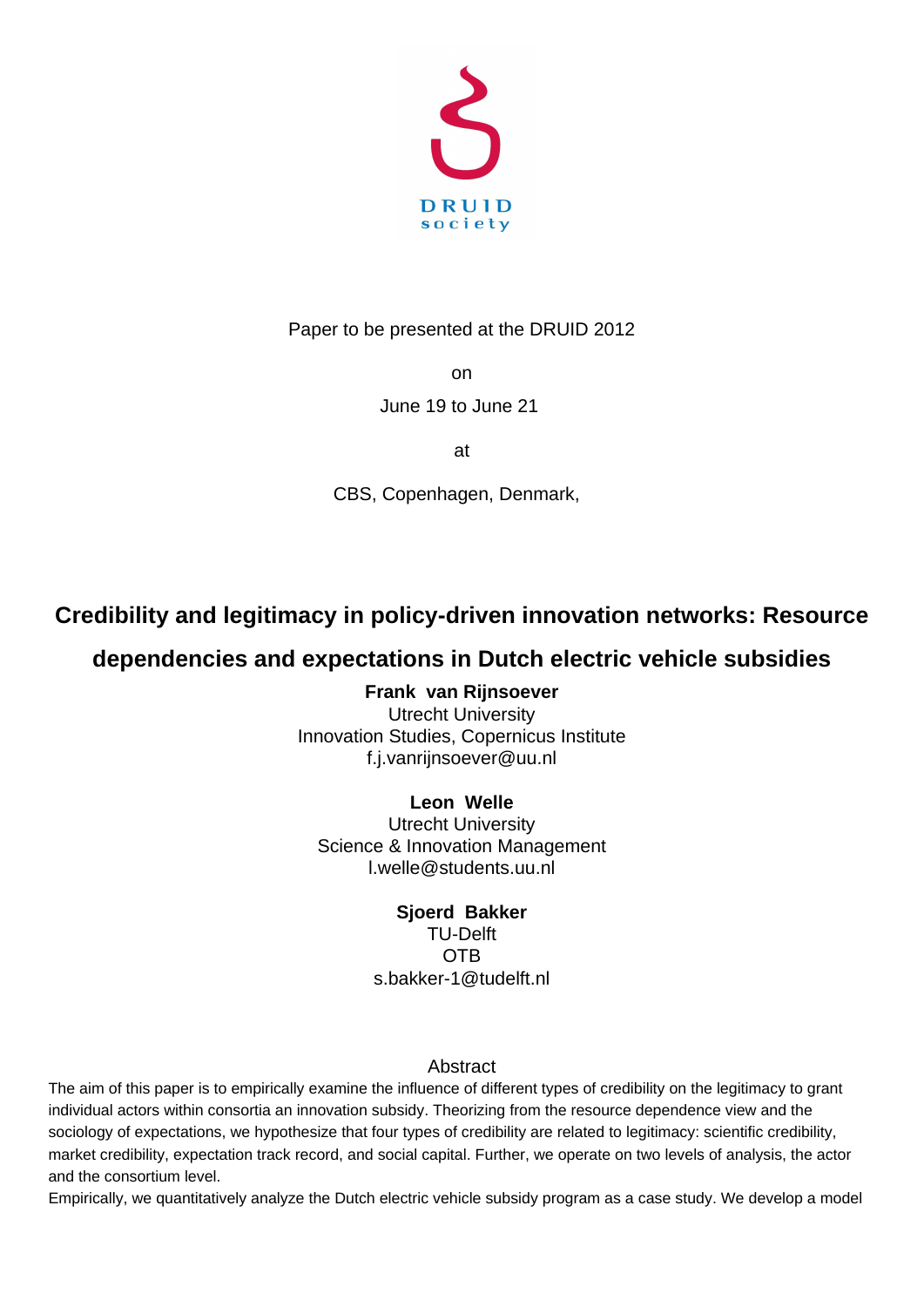DRUID society

Paper to be presented at the DRUID 2012

on

June 19 to June 21

at

CBS, Copenhagen, Denmark,

# Credibility and legitimacy in policy-driven innovation networks: Resource dependencies and expectations in Dutch electric vehicle subsidies

**Frank van Rijnsoever**
Utrecht University
Innovation Studies, Copernicus Institute
f.j.vanrijnsoever@uu.nl

**Leon Welle**
Utrecht University
Science & Innovation Management
l.welle@students.uu.nl

**Sjoerd Bakker**
TU-Delft
OTB
s.bakker-1@tudelft.nl

## Abstract

The aim of this paper is to empirically examine the influence of different types of credibility on the legitimacy to grant individual actors within consortia an innovation subsidy. Theorizing from the resource dependence view and the sociology of expectations, we hypothesize that four types of credibility are related to legitimacy: scientific credibility, market credibility, expectation track record, and social capital. Further, we operate on two levels of analysis, the actor and the consortium level.

Empirically, we quantitatively analyze the Dutch electric vehicle subsidy program as a case study. We develop a model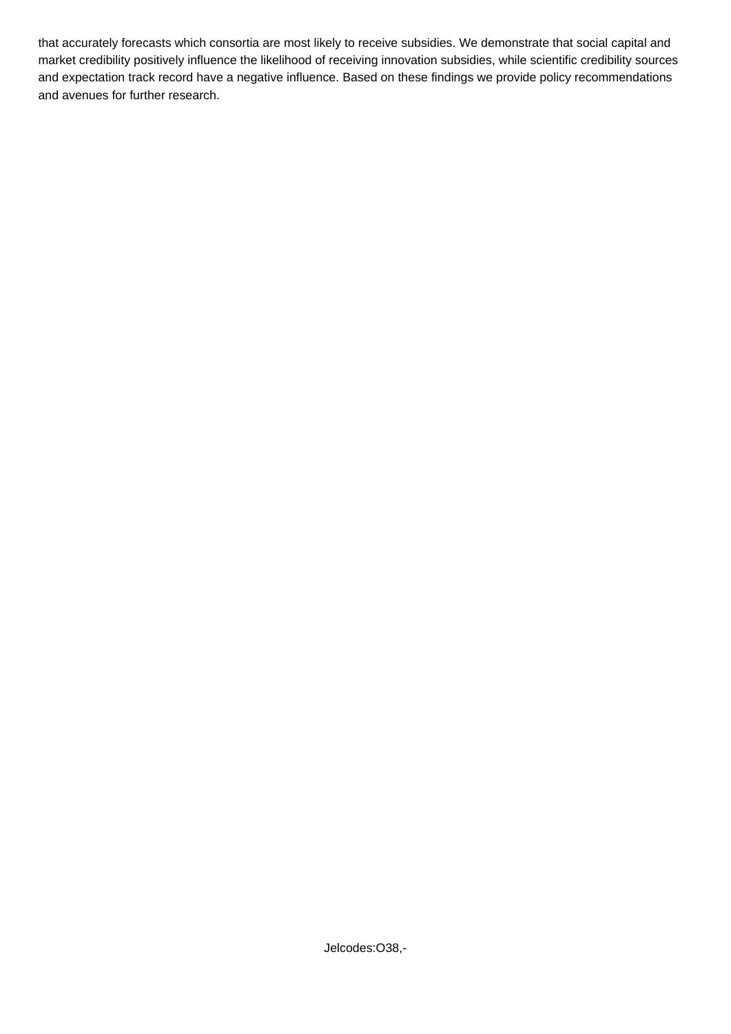that accurately forecasts which consortia are most likely to receive subsidies. We demonstrate that social capital and market credibility positively influence the likelihood of receiving innovation subsidies, while scientific credibility sources and expectation track record have a negative influence. Based on these findings we provide policy recommendations and avenues for further research.

Jelcodes:O38,-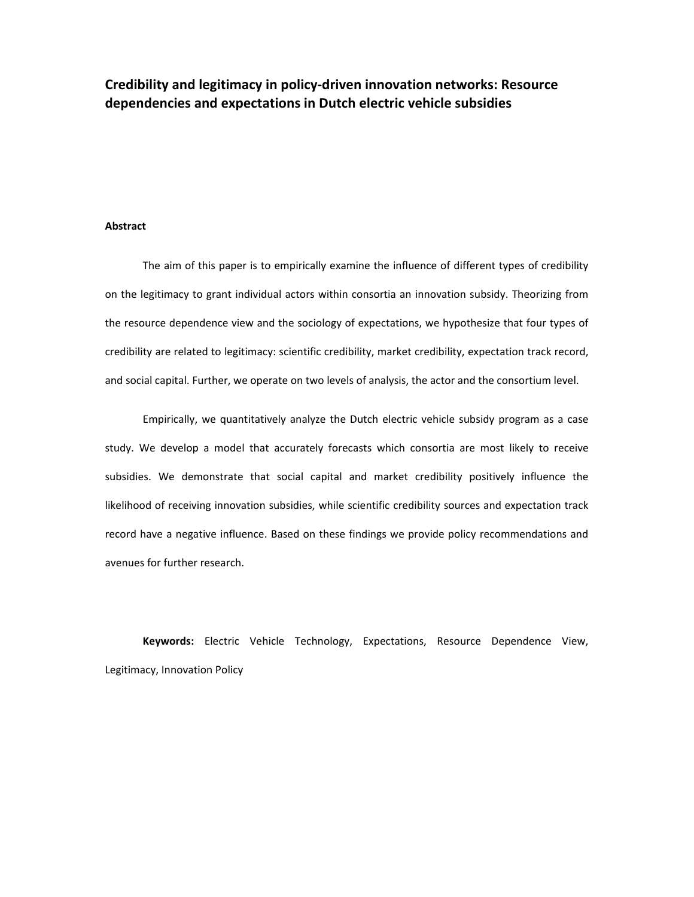# Credibility and legitimacy in policy-driven innovation networks: Resource dependencies and expectations in Dutch electric vehicle subsidies

**Abstract**

The aim of this paper is to empirically examine the influence of different types of credibility on the legitimacy to grant individual actors within consortia an innovation subsidy. Theorizing from the resource dependence view and the sociology of expectations, we hypothesize that four types of credibility are related to legitimacy: scientific credibility, market credibility, expectation track record, and social capital. Further, we operate on two levels of analysis, the actor and the consortium level.

Empirically, we quantitatively analyze the Dutch electric vehicle subsidy program as a case study. We develop a model that accurately forecasts which consortia are most likely to receive subsidies. We demonstrate that social capital and market credibility positively influence the likelihood of receiving innovation subsidies, while scientific credibility sources and expectation track record have a negative influence. Based on these findings we provide policy recommendations and avenues for further research.

**Keywords:** Electric Vehicle Technology, Expectations, Resource Dependence View, Legitimacy, Innovation Policy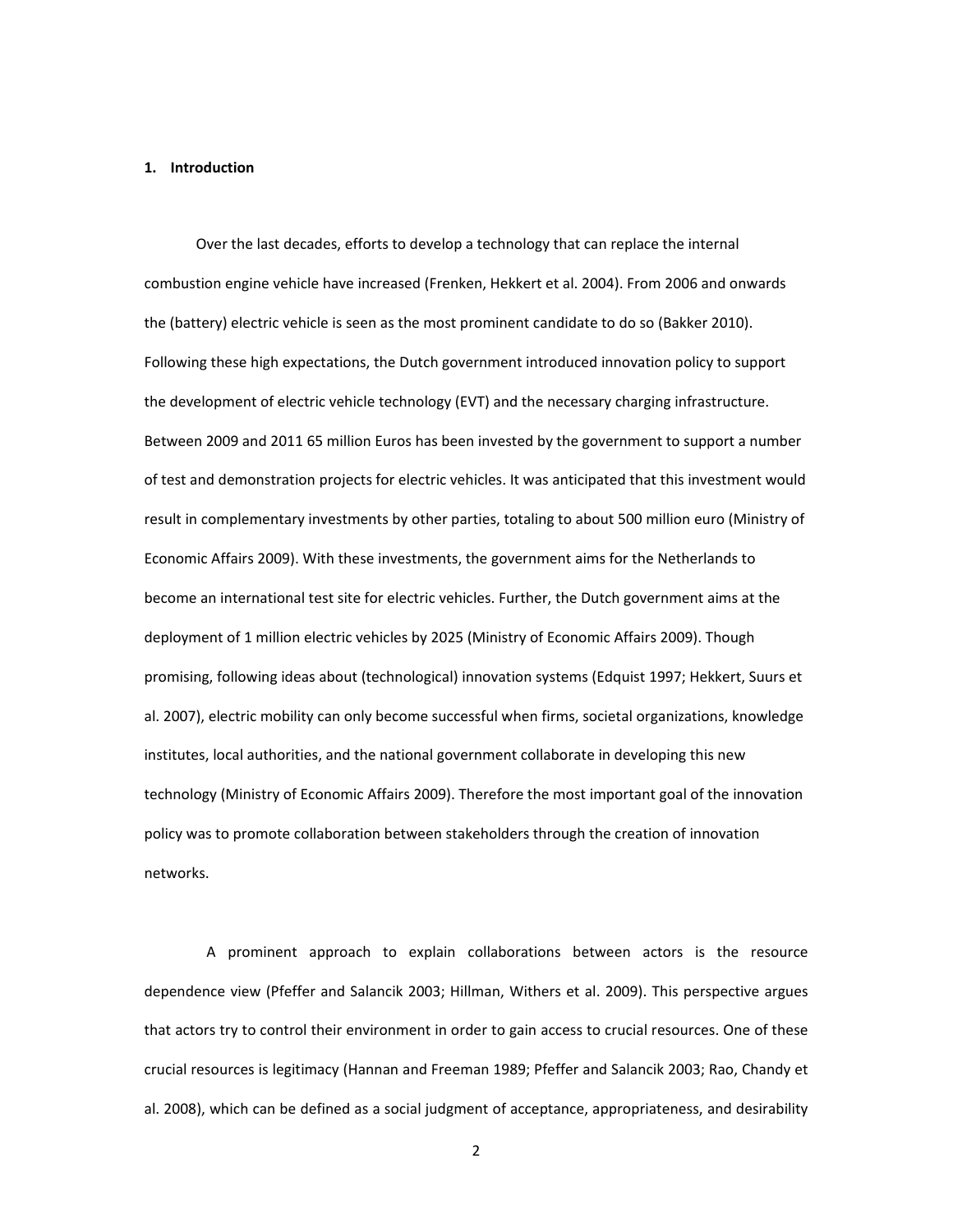## 1. Introduction

Over the last decades, efforts to develop a technology that can replace the internal combustion engine vehicle have increased (Frenken, Hekkert et al. 2004). From 2006 and onwards the (battery) electric vehicle is seen as the most prominent candidate to do so (Bakker 2010). Following these high expectations, the Dutch government introduced innovation policy to support the development of electric vehicle technology (EVT) and the necessary charging infrastructure. Between 2009 and 2011 65 million Euros has been invested by the government to support a number of test and demonstration projects for electric vehicles. It was anticipated that this investment would result in complementary investments by other parties, totaling to about 500 million euro (Ministry of Economic Affairs 2009). With these investments, the government aims for the Netherlands to become an international test site for electric vehicles. Further, the Dutch government aims at the deployment of 1 million electric vehicles by 2025 (Ministry of Economic Affairs 2009). Though promising, following ideas about (technological) innovation systems (Edquist 1997; Hekkert, Suurs et al. 2007), electric mobility can only become successful when firms, societal organizations, knowledge institutes, local authorities, and the national government collaborate in developing this new technology (Ministry of Economic Affairs 2009). Therefore the most important goal of the innovation policy was to promote collaboration between stakeholders through the creation of innovation networks.

A prominent approach to explain collaborations between actors is the resource dependence view (Pfeffer and Salancik 2003; Hillman, Withers et al. 2009). This perspective argues that actors try to control their environment in order to gain access to crucial resources. One of these crucial resources is legitimacy (Hannan and Freeman 1989; Pfeffer and Salancik 2003; Rao, Chandy et al. 2008), which can be defined as a social judgment of acceptance, appropriateness, and desirability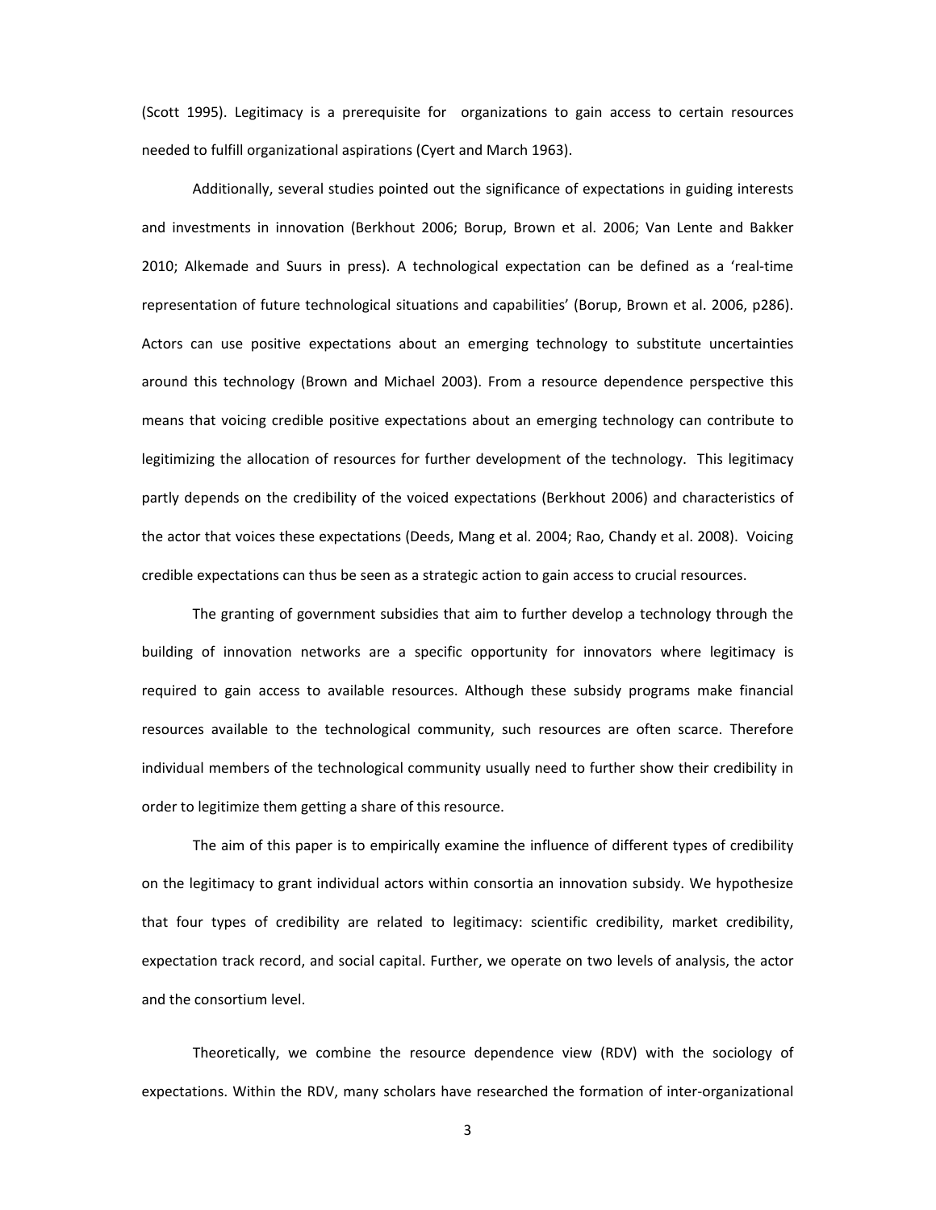(Scott 1995). Legitimacy is a prerequisite for organizations to gain access to certain resources needed to fulfill organizational aspirations (Cyert and March 1963).

Additionally, several studies pointed out the significance of expectations in guiding interests and investments in innovation (Berkhout 2006; Borup, Brown et al. 2006; Van Lente and Bakker 2010; Alkemade and Suurs in press). A technological expectation can be defined as a 'real-time representation of future technological situations and capabilities' (Borup, Brown et al. 2006, p286). Actors can use positive expectations about an emerging technology to substitute uncertainties around this technology (Brown and Michael 2003). From a resource dependence perspective this means that voicing credible positive expectations about an emerging technology can contribute to legitimizing the allocation of resources for further development of the technology. This legitimacy partly depends on the credibility of the voiced expectations (Berkhout 2006) and characteristics of the actor that voices these expectations (Deeds, Mang et al. 2004; Rao, Chandy et al. 2008). Voicing credible expectations can thus be seen as a strategic action to gain access to crucial resources.

The granting of government subsidies that aim to further develop a technology through the building of innovation networks are a specific opportunity for innovators where legitimacy is required to gain access to available resources. Although these subsidy programs make financial resources available to the technological community, such resources are often scarce. Therefore individual members of the technological community usually need to further show their credibility in order to legitimize them getting a share of this resource.

The aim of this paper is to empirically examine the influence of different types of credibility on the legitimacy to grant individual actors within consortia an innovation subsidy. We hypothesize that four types of credibility are related to legitimacy: scientific credibility, market credibility, expectation track record, and social capital. Further, we operate on two levels of analysis, the actor and the consortium level.

Theoretically, we combine the resource dependence view (RDV) with the sociology of expectations. Within the RDV, many scholars have researched the formation of inter-organizational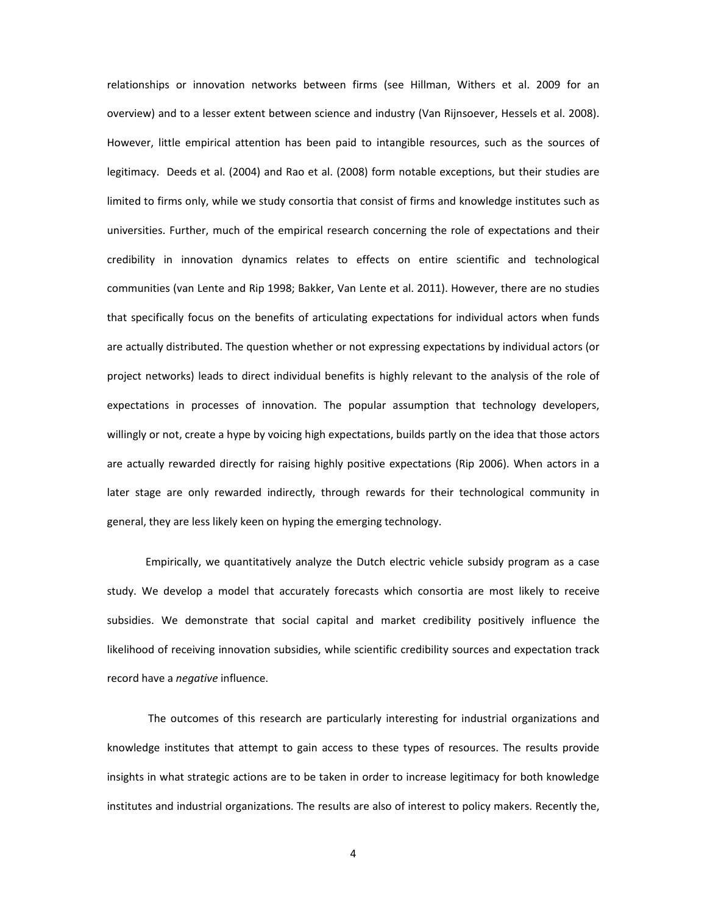relationships or innovation networks between firms (see Hillman, Withers et al. 2009 for an overview) and to a lesser extent between science and industry (Van Rijnsoever, Hessels et al. 2008). However, little empirical attention has been paid to intangible resources, such as the sources of legitimacy. Deeds et al. (2004) and Rao et al. (2008) form notable exceptions, but their studies are limited to firms only, while we study consortia that consist of firms and knowledge institutes such as universities. Further, much of the empirical research concerning the role of expectations and their credibility in innovation dynamics relates to effects on entire scientific and technological communities (van Lente and Rip 1998; Bakker, Van Lente et al. 2011). However, there are no studies that specifically focus on the benefits of articulating expectations for individual actors when funds are actually distributed. The question whether or not expressing expectations by individual actors (or project networks) leads to direct individual benefits is highly relevant to the analysis of the role of expectations in processes of innovation. The popular assumption that technology developers, willingly or not, create a hype by voicing high expectations, builds partly on the idea that those actors are actually rewarded directly for raising highly positive expectations (Rip 2006). When actors in a later stage are only rewarded indirectly, through rewards for their technological community in general, they are less likely keen on hyping the emerging technology.

Empirically, we quantitatively analyze the Dutch electric vehicle subsidy program as a case study. We develop a model that accurately forecasts which consortia are most likely to receive subsidies. We demonstrate that social capital and market credibility positively influence the likelihood of receiving innovation subsidies, while scientific credibility sources and expectation track record have a *negative* influence.

The outcomes of this research are particularly interesting for industrial organizations and knowledge institutes that attempt to gain access to these types of resources. The results provide insights in what strategic actions are to be taken in order to increase legitimacy for both knowledge institutes and industrial organizations. The results are also of interest to policy makers. Recently the,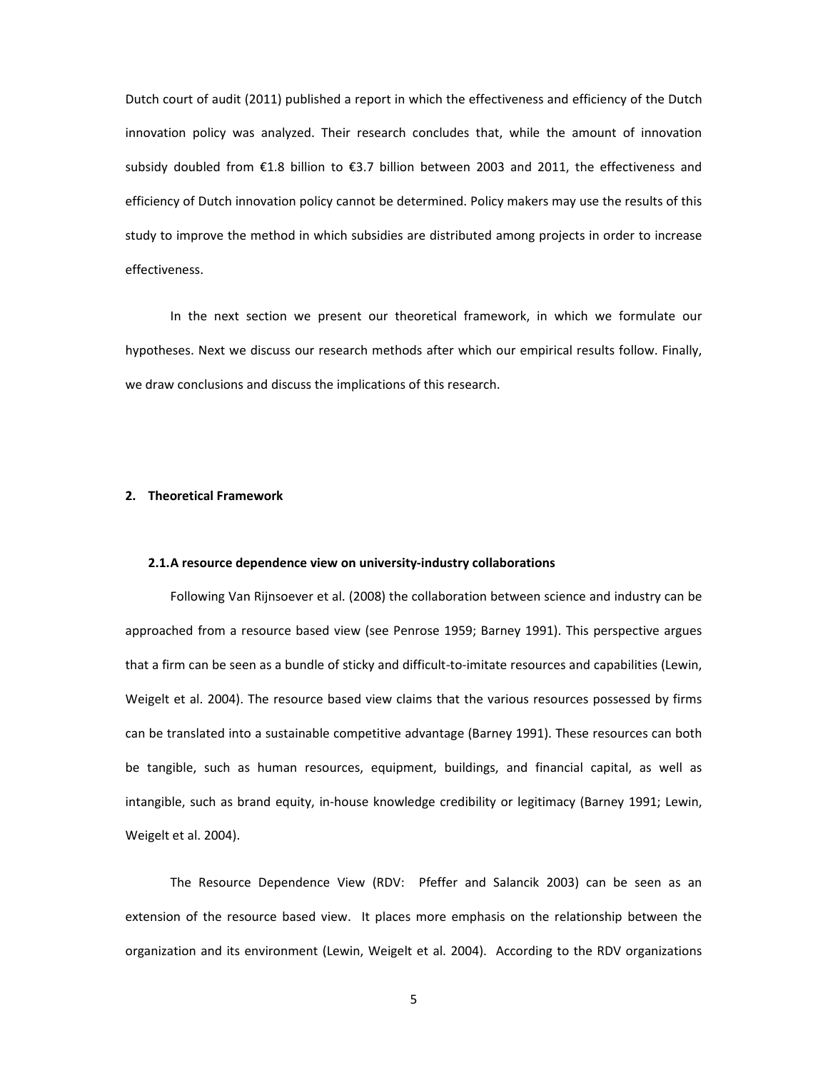Dutch court of audit (2011) published a report in which the effectiveness and efficiency of the Dutch innovation policy was analyzed. Their research concludes that, while the amount of innovation subsidy doubled from €1.8 billion to €3.7 billion between 2003 and 2011, the effectiveness and efficiency of Dutch innovation policy cannot be determined. Policy makers may use the results of this study to improve the method in which subsidies are distributed among projects in order to increase effectiveness.

In the next section we present our theoretical framework, in which we formulate our hypotheses. Next we discuss our research methods after which our empirical results follow. Finally, we draw conclusions and discuss the implications of this research.

## 2. Theoretical Framework

### 2.1. A resource dependence view on university-industry collaborations

Following Van Rijnsoever et al. (2008) the collaboration between science and industry can be approached from a resource based view (see Penrose 1959; Barney 1991). This perspective argues that a firm can be seen as a bundle of sticky and difficult-to-imitate resources and capabilities (Lewin, Weigelt et al. 2004). The resource based view claims that the various resources possessed by firms can be translated into a sustainable competitive advantage (Barney 1991). These resources can both be tangible, such as human resources, equipment, buildings, and financial capital, as well as intangible, such as brand equity, in-house knowledge credibility or legitimacy (Barney 1991; Lewin, Weigelt et al. 2004).

The Resource Dependence View (RDV: Pfeffer and Salancik 2003) can be seen as an extension of the resource based view. It places more emphasis on the relationship between the organization and its environment (Lewin, Weigelt et al. 2004). According to the RDV organizations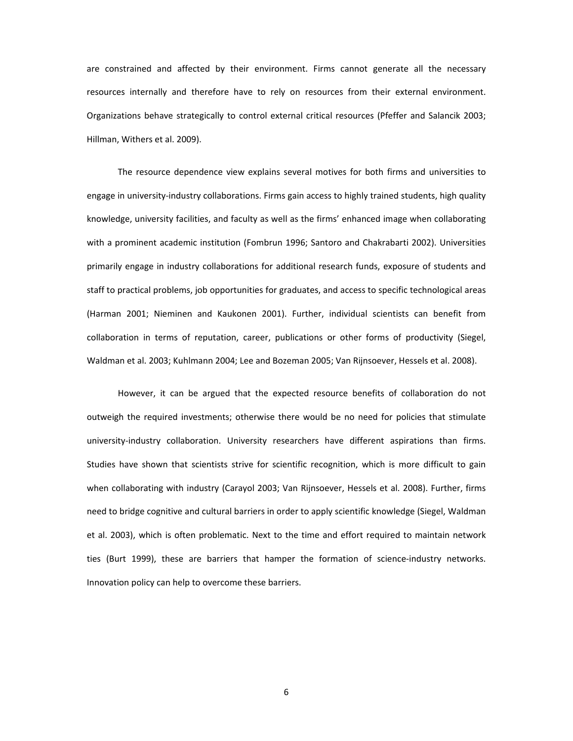are constrained and affected by their environment. Firms cannot generate all the necessary resources internally and therefore have to rely on resources from their external environment. Organizations behave strategically to control external critical resources (Pfeffer and Salancik 2003; Hillman, Withers et al. 2009).

The resource dependence view explains several motives for both firms and universities to engage in university-industry collaborations. Firms gain access to highly trained students, high quality knowledge, university facilities, and faculty as well as the firms' enhanced image when collaborating with a prominent academic institution (Fombrun 1996; Santoro and Chakrabarti 2002). Universities primarily engage in industry collaborations for additional research funds, exposure of students and staff to practical problems, job opportunities for graduates, and access to specific technological areas (Harman 2001; Nieminen and Kaukonen 2001). Further, individual scientists can benefit from collaboration in terms of reputation, career, publications or other forms of productivity (Siegel, Waldman et al. 2003; Kuhlmann 2004; Lee and Bozeman 2005; Van Rijnsoever, Hessels et al. 2008).

However, it can be argued that the expected resource benefits of collaboration do not outweigh the required investments; otherwise there would be no need for policies that stimulate university-industry collaboration. University researchers have different aspirations than firms. Studies have shown that scientists strive for scientific recognition, which is more difficult to gain when collaborating with industry (Carayol 2003; Van Rijnsoever, Hessels et al. 2008). Further, firms need to bridge cognitive and cultural barriers in order to apply scientific knowledge (Siegel, Waldman et al. 2003), which is often problematic. Next to the time and effort required to maintain network ties (Burt 1999), these are barriers that hamper the formation of science-industry networks. Innovation policy can help to overcome these barriers.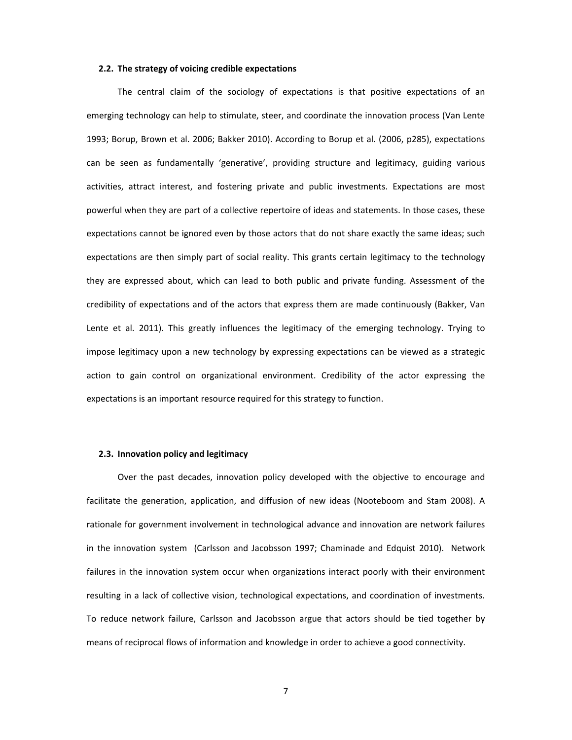### 2.2. The strategy of voicing credible expectations

The central claim of the sociology of expectations is that positive expectations of an emerging technology can help to stimulate, steer, and coordinate the innovation process (Van Lente 1993; Borup, Brown et al. 2006; Bakker 2010). According to Borup et al. (2006, p285), expectations can be seen as fundamentally 'generative', providing structure and legitimacy, guiding various activities, attract interest, and fostering private and public investments. Expectations are most powerful when they are part of a collective repertoire of ideas and statements. In those cases, these expectations cannot be ignored even by those actors that do not share exactly the same ideas; such expectations are then simply part of social reality. This grants certain legitimacy to the technology they are expressed about, which can lead to both public and private funding. Assessment of the credibility of expectations and of the actors that express them are made continuously (Bakker, Van Lente et al. 2011). This greatly influences the legitimacy of the emerging technology. Trying to impose legitimacy upon a new technology by expressing expectations can be viewed as a strategic action to gain control on organizational environment. Credibility of the actor expressing the expectations is an important resource required for this strategy to function.

### 2.3. Innovation policy and legitimacy

Over the past decades, innovation policy developed with the objective to encourage and facilitate the generation, application, and diffusion of new ideas (Nooteboom and Stam 2008). A rationale for government involvement in technological advance and innovation are network failures in the innovation system (Carlsson and Jacobsson 1997; Chaminade and Edquist 2010). Network failures in the innovation system occur when organizations interact poorly with their environment resulting in a lack of collective vision, technological expectations, and coordination of investments. To reduce network failure, Carlsson and Jacobsson argue that actors should be tied together by means of reciprocal flows of information and knowledge in order to achieve a good connectivity.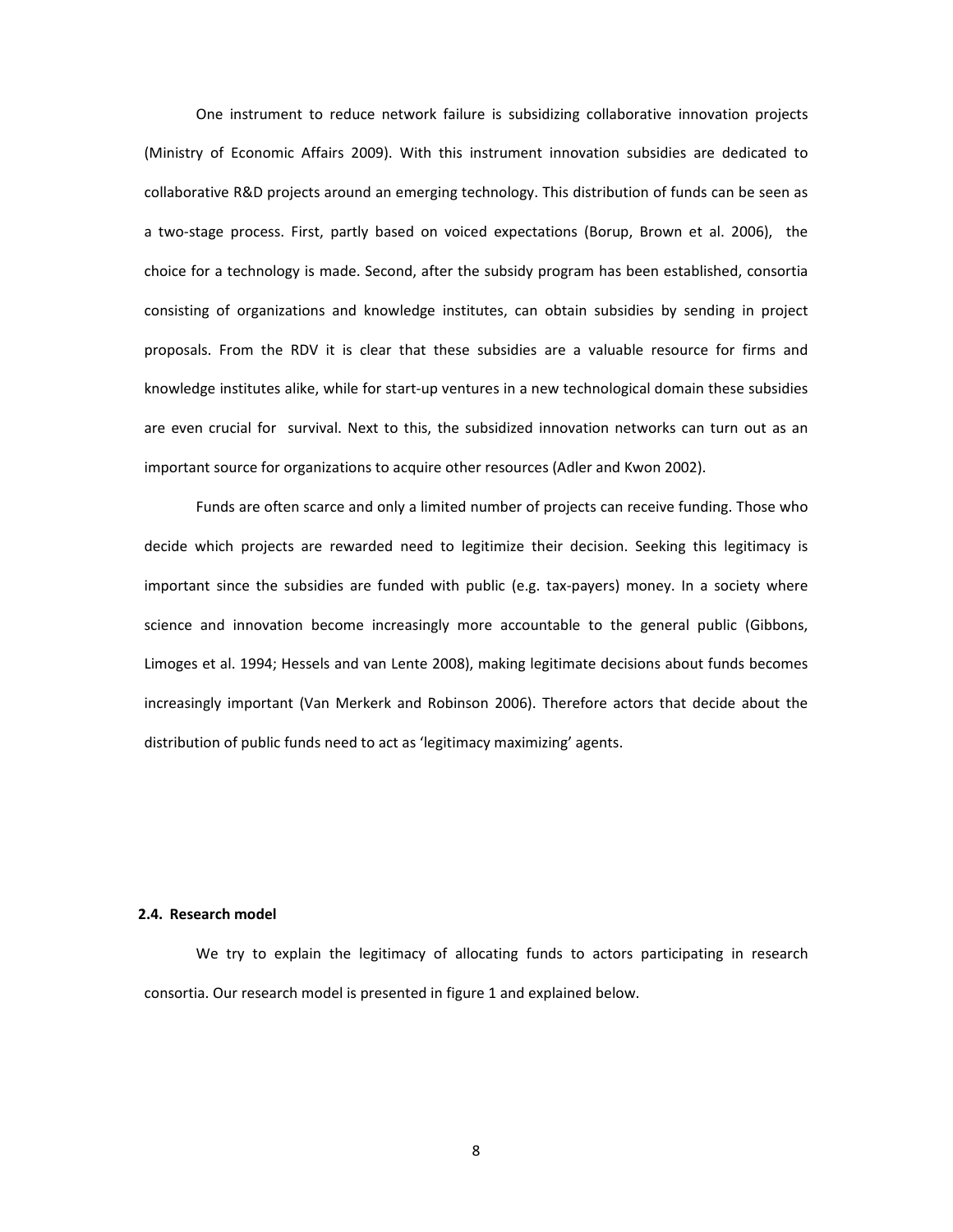One instrument to reduce network failure is subsidizing collaborative innovation projects (Ministry of Economic Affairs 2009). With this instrument innovation subsidies are dedicated to collaborative R&D projects around an emerging technology. This distribution of funds can be seen as a two-stage process. First, partly based on voiced expectations (Borup, Brown et al. 2006), the choice for a technology is made. Second, after the subsidy program has been established, consortia consisting of organizations and knowledge institutes, can obtain subsidies by sending in project proposals. From the RDV it is clear that these subsidies are a valuable resource for firms and knowledge institutes alike, while for start-up ventures in a new technological domain these subsidies are even crucial for survival. Next to this, the subsidized innovation networks can turn out as an important source for organizations to acquire other resources (Adler and Kwon 2002).

Funds are often scarce and only a limited number of projects can receive funding. Those who decide which projects are rewarded need to legitimize their decision. Seeking this legitimacy is important since the subsidies are funded with public (e.g. tax-payers) money. In a society where science and innovation become increasingly more accountable to the general public (Gibbons, Limoges et al. 1994; Hessels and van Lente 2008), making legitimate decisions about funds becomes increasingly important (Van Merkerk and Robinson 2006). Therefore actors that decide about the distribution of public funds need to act as 'legitimacy maximizing' agents.

### 2.4. Research model

We try to explain the legitimacy of allocating funds to actors participating in research consortia. Our research model is presented in figure 1 and explained below.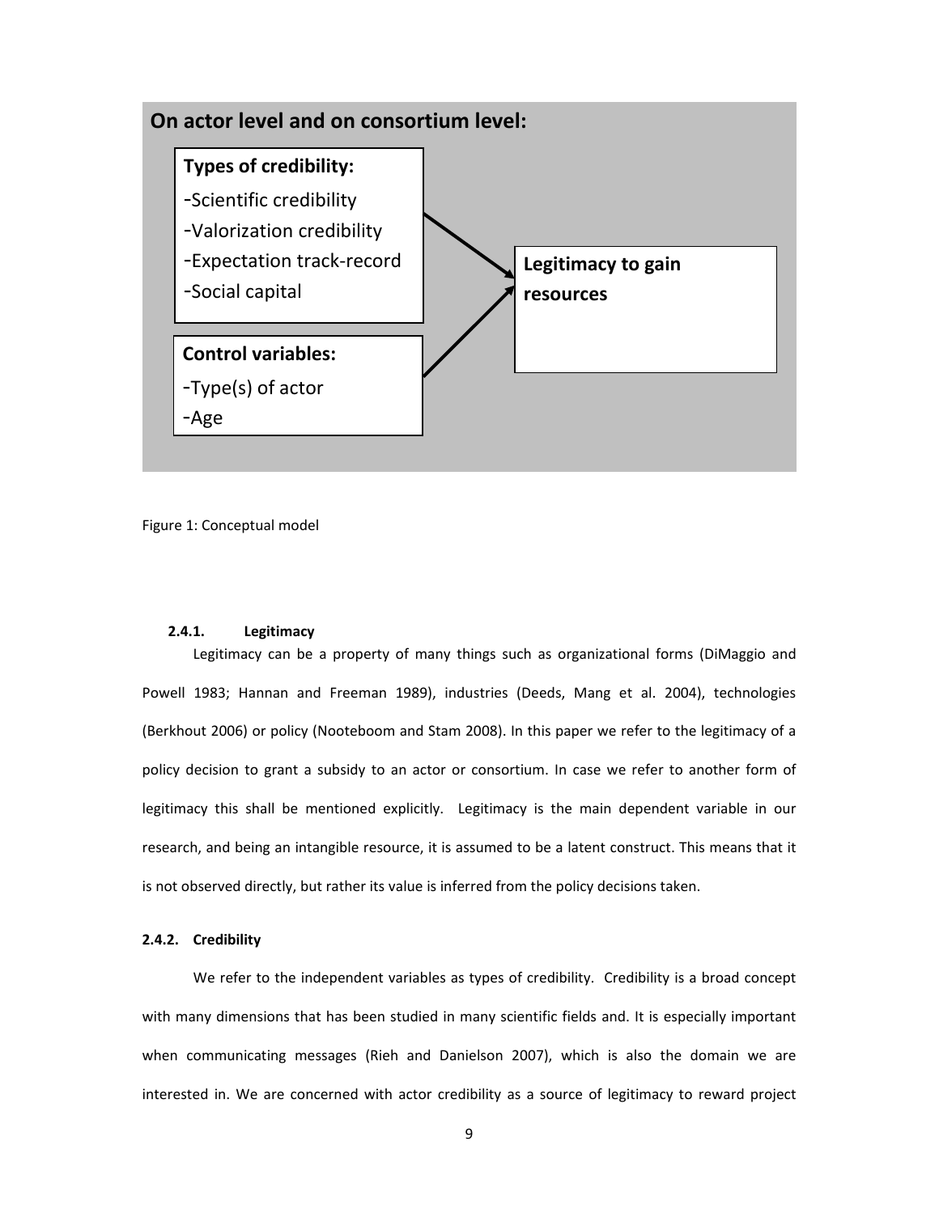**On actor level and on consortium level:**

**Types of credibility:**
- Scientific credibility
- Valorization credibility
- Expectation track-record
- Social capital

**Control variables:**
- Type(s) of actor
- Age

**Legitimacy to gain resources**

Figure 1: Conceptual model

#### 2.4.1. Legitimacy

Legitimacy can be a property of many things such as organizational forms (DiMaggio and Powell 1983; Hannan and Freeman 1989), industries (Deeds, Mang et al. 2004), technologies (Berkhout 2006) or policy (Nooteboom and Stam 2008). In this paper we refer to the legitimacy of a policy decision to grant a subsidy to an actor or consortium. In case we refer to another form of legitimacy this shall be mentioned explicitly. Legitimacy is the main dependent variable in our research, and being an intangible resource, it is assumed to be a latent construct. This means that it is not observed directly, but rather its value is inferred from the policy decisions taken.

#### 2.4.2. Credibility

We refer to the independent variables as types of credibility. Credibility is a broad concept with many dimensions that has been studied in many scientific fields and. It is especially important when communicating messages (Rieh and Danielson 2007), which is also the domain we are interested in. We are concerned with actor credibility as a source of legitimacy to reward project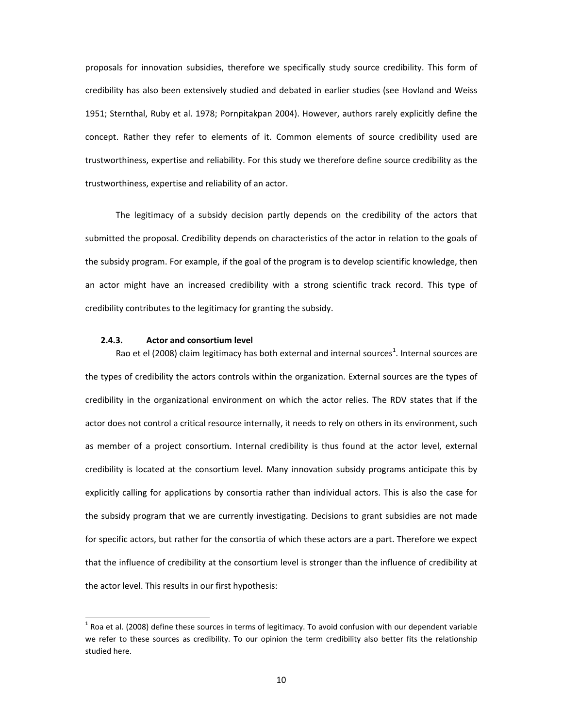proposals for innovation subsidies, therefore we specifically study source credibility. This form of credibility has also been extensively studied and debated in earlier studies (see Hovland and Weiss 1951; Sternthal, Ruby et al. 1978; Pornpitakpan 2004). However, authors rarely explicitly define the concept. Rather they refer to elements of it. Common elements of source credibility used are trustworthiness, expertise and reliability. For this study we therefore define source credibility as the trustworthiness, expertise and reliability of an actor.

The legitimacy of a subsidy decision partly depends on the credibility of the actors that submitted the proposal. Credibility depends on characteristics of the actor in relation to the goals of the subsidy program. For example, if the goal of the program is to develop scientific knowledge, then an actor might have an increased credibility with a strong scientific track record. This type of credibility contributes to the legitimacy for granting the subsidy.

### 2.4.3. Actor and consortium level

Rao et el (2008) claim legitimacy has both external and internal sources[1]. Internal sources are the types of credibility the actors controls within the organization. External sources are the types of credibility in the organizational environment on which the actor relies. The RDV states that if the actor does not control a critical resource internally, it needs to rely on others in its environment, such as member of a project consortium. Internal credibility is thus found at the actor level, external credibility is located at the consortium level. Many innovation subsidy programs anticipate this by explicitly calling for applications by consortia rather than individual actors. This is also the case for the subsidy program that we are currently investigating. Decisions to grant subsidies are not made for specific actors, but rather for the consortia of which these actors are a part. Therefore we expect that the influence of credibility at the consortium level is stronger than the influence of credibility at the actor level. This results in our first hypothesis:

[1] Roa et al. (2008) define these sources in terms of legitimacy. To avoid confusion with our dependent variable we refer to these sources as credibility. To our opinion the term credibility also better fits the relationship studied here.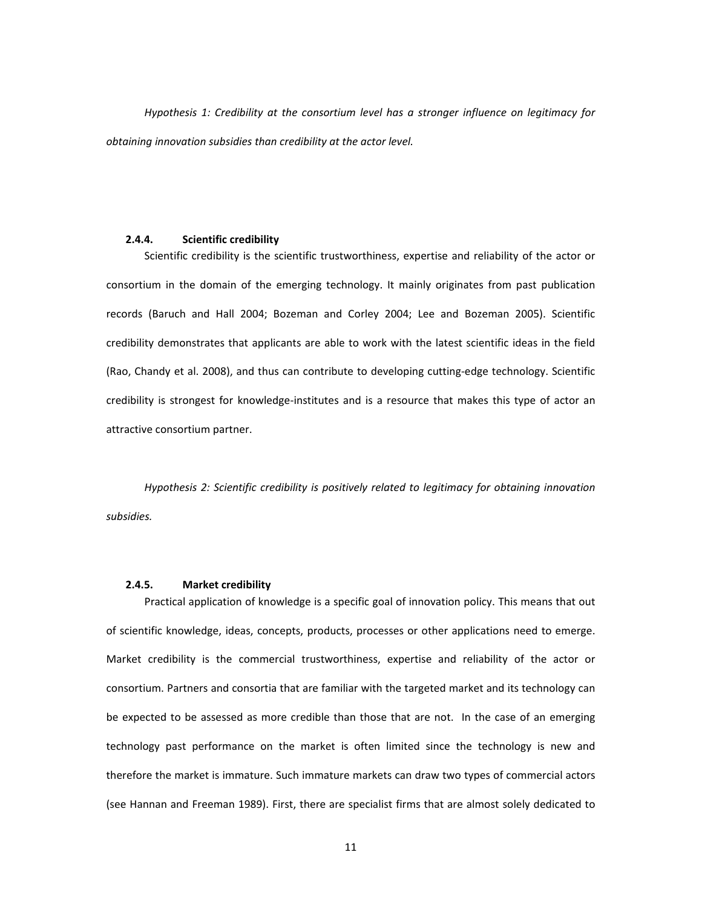*Hypothesis 1: Credibility at the consortium level has a stronger influence on legitimacy for obtaining innovation subsidies than credibility at the actor level.*

### 2.4.4. Scientific credibility

Scientific credibility is the scientific trustworthiness, expertise and reliability of the actor or consortium in the domain of the emerging technology. It mainly originates from past publication records (Baruch and Hall 2004; Bozeman and Corley 2004; Lee and Bozeman 2005). Scientific credibility demonstrates that applicants are able to work with the latest scientific ideas in the field (Rao, Chandy et al. 2008), and thus can contribute to developing cutting-edge technology. Scientific credibility is strongest for knowledge-institutes and is a resource that makes this type of actor an attractive consortium partner.

*Hypothesis 2: Scientific credibility is positively related to legitimacy for obtaining innovation subsidies.*

### 2.4.5. Market credibility

Practical application of knowledge is a specific goal of innovation policy. This means that out of scientific knowledge, ideas, concepts, products, processes or other applications need to emerge. Market credibility is the commercial trustworthiness, expertise and reliability of the actor or consortium. Partners and consortia that are familiar with the targeted market and its technology can be expected to be assessed as more credible than those that are not. In the case of an emerging technology past performance on the market is often limited since the technology is new and therefore the market is immature. Such immature markets can draw two types of commercial actors (see Hannan and Freeman 1989). First, there are specialist firms that are almost solely dedicated to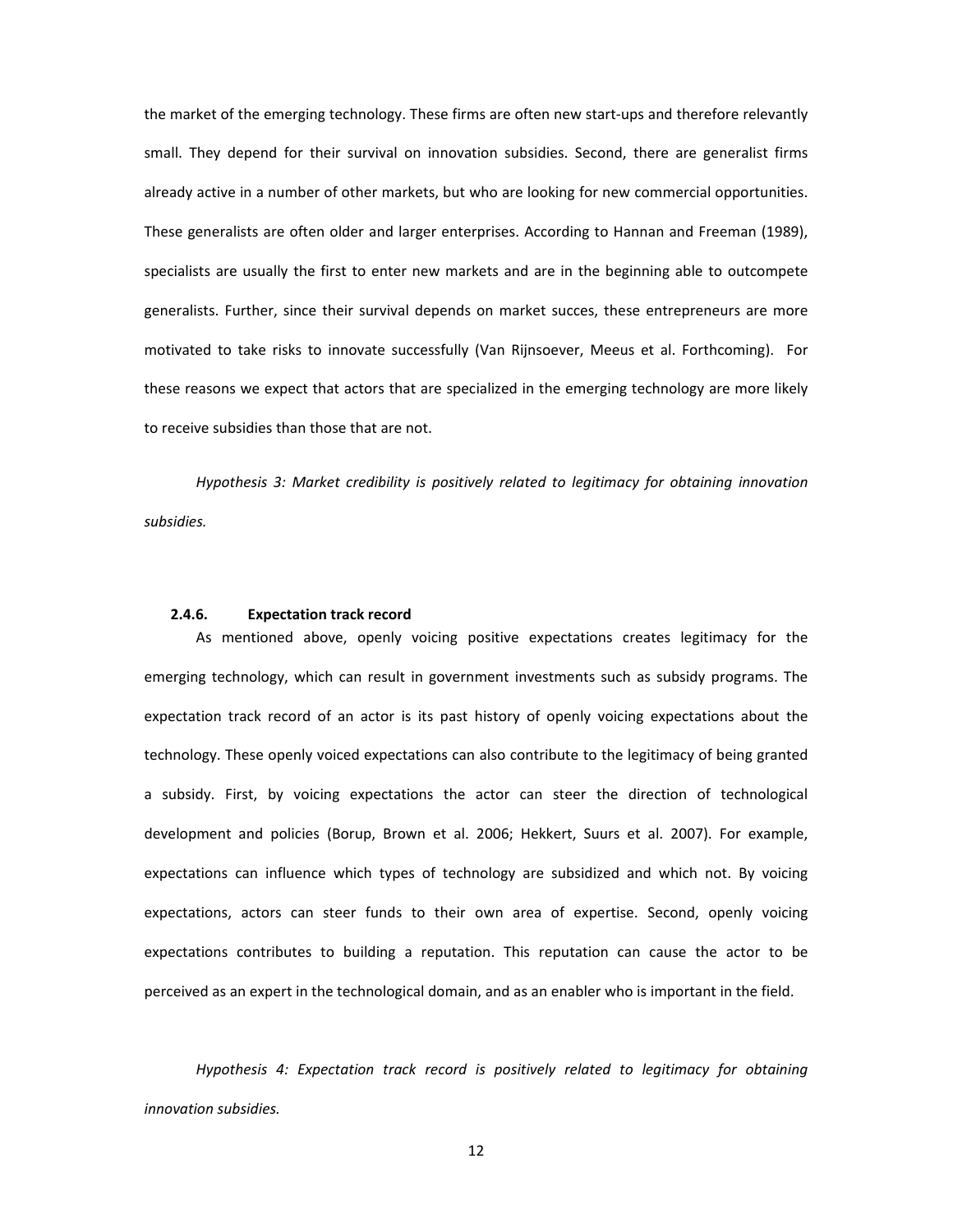the market of the emerging technology. These firms are often new start-ups and therefore relevantly small. They depend for their survival on innovation subsidies. Second, there are generalist firms already active in a number of other markets, but who are looking for new commercial opportunities. These generalists are often older and larger enterprises. According to Hannan and Freeman (1989), specialists are usually the first to enter new markets and are in the beginning able to outcompete generalists. Further, since their survival depends on market succes, these entrepreneurs are more motivated to take risks to innovate successfully (Van Rijnsoever, Meeus et al. Forthcoming). For these reasons we expect that actors that are specialized in the emerging technology are more likely to receive subsidies than those that are not.

*Hypothesis 3: Market credibility is positively related to legitimacy for obtaining innovation subsidies.*

#### 2.4.6. Expectation track record

As mentioned above, openly voicing positive expectations creates legitimacy for the emerging technology, which can result in government investments such as subsidy programs. The expectation track record of an actor is its past history of openly voicing expectations about the technology. These openly voiced expectations can also contribute to the legitimacy of being granted a subsidy. First, by voicing expectations the actor can steer the direction of technological development and policies (Borup, Brown et al. 2006; Hekkert, Suurs et al. 2007). For example, expectations can influence which types of technology are subsidized and which not. By voicing expectations, actors can steer funds to their own area of expertise. Second, openly voicing expectations contributes to building a reputation. This reputation can cause the actor to be perceived as an expert in the technological domain, and as an enabler who is important in the field.

*Hypothesis 4: Expectation track record is positively related to legitimacy for obtaining innovation subsidies.*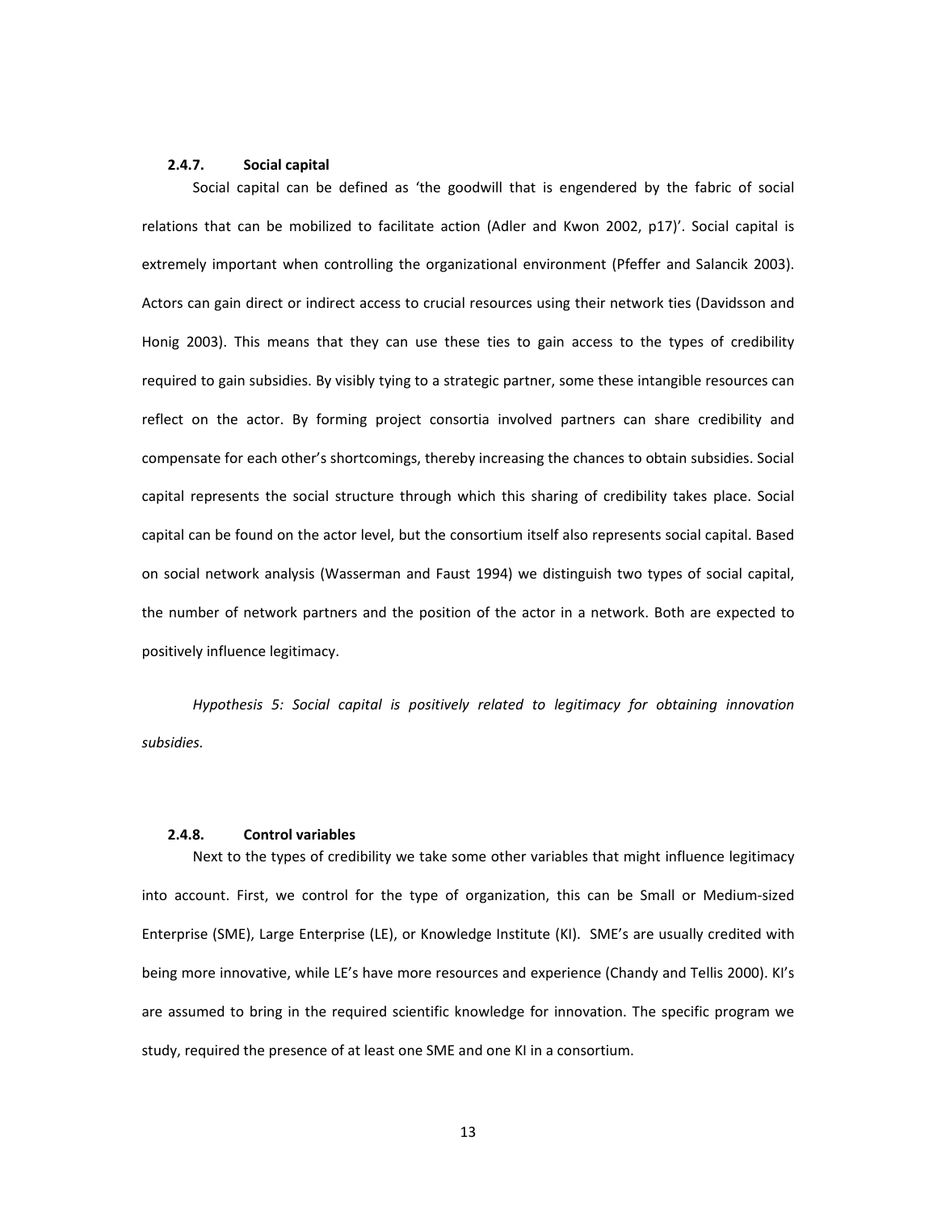### 2.4.7. Social capital

Social capital can be defined as 'the goodwill that is engendered by the fabric of social relations that can be mobilized to facilitate action (Adler and Kwon 2002, p17)'. Social capital is extremely important when controlling the organizational environment (Pfeffer and Salancik 2003). Actors can gain direct or indirect access to crucial resources using their network ties (Davidsson and Honig 2003). This means that they can use these ties to gain access to the types of credibility required to gain subsidies. By visibly tying to a strategic partner, some these intangible resources can reflect on the actor. By forming project consortia involved partners can share credibility and compensate for each other's shortcomings, thereby increasing the chances to obtain subsidies. Social capital represents the social structure through which this sharing of credibility takes place. Social capital can be found on the actor level, but the consortium itself also represents social capital. Based on social network analysis (Wasserman and Faust 1994) we distinguish two types of social capital, the number of network partners and the position of the actor in a network. Both are expected to positively influence legitimacy.

*Hypothesis 5: Social capital is positively related to legitimacy for obtaining innovation subsidies.*

### 2.4.8. Control variables

Next to the types of credibility we take some other variables that might influence legitimacy into account. First, we control for the type of organization, this can be Small or Medium-sized Enterprise (SME), Large Enterprise (LE), or Knowledge Institute (KI). SME's are usually credited with being more innovative, while LE's have more resources and experience (Chandy and Tellis 2000). KI's are assumed to bring in the required scientific knowledge for innovation. The specific program we study, required the presence of at least one SME and one KI in a consortium.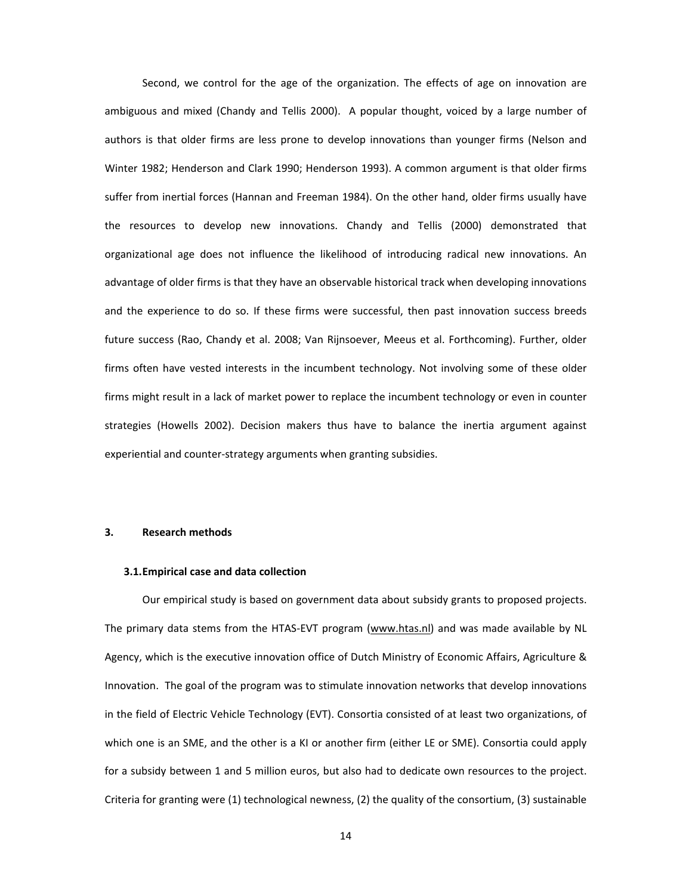Second, we control for the age of the organization. The effects of age on innovation are ambiguous and mixed (Chandy and Tellis 2000). A popular thought, voiced by a large number of authors is that older firms are less prone to develop innovations than younger firms (Nelson and Winter 1982; Henderson and Clark 1990; Henderson 1993). A common argument is that older firms suffer from inertial forces (Hannan and Freeman 1984). On the other hand, older firms usually have the resources to develop new innovations. Chandy and Tellis (2000) demonstrated that organizational age does not influence the likelihood of introducing radical new innovations. An advantage of older firms is that they have an observable historical track when developing innovations and the experience to do so. If these firms were successful, then past innovation success breeds future success (Rao, Chandy et al. 2008; Van Rijnsoever, Meeus et al. Forthcoming). Further, older firms often have vested interests in the incumbent technology. Not involving some of these older firms might result in a lack of market power to replace the incumbent technology or even in counter strategies (Howells 2002). Decision makers thus have to balance the inertia argument against experiential and counter-strategy arguments when granting subsidies.

## 3. Research methods

### 3.1. Empirical case and data collection

Our empirical study is based on government data about subsidy grants to proposed projects. The primary data stems from the HTAS-EVT program (www.htas.nl) and was made available by NL Agency, which is the executive innovation office of Dutch Ministry of Economic Affairs, Agriculture & Innovation. The goal of the program was to stimulate innovation networks that develop innovations in the field of Electric Vehicle Technology (EVT). Consortia consisted of at least two organizations, of which one is an SME, and the other is a KI or another firm (either LE or SME). Consortia could apply for a subsidy between 1 and 5 million euros, but also had to dedicate own resources to the project. Criteria for granting were (1) technological newness, (2) the quality of the consortium, (3) sustainable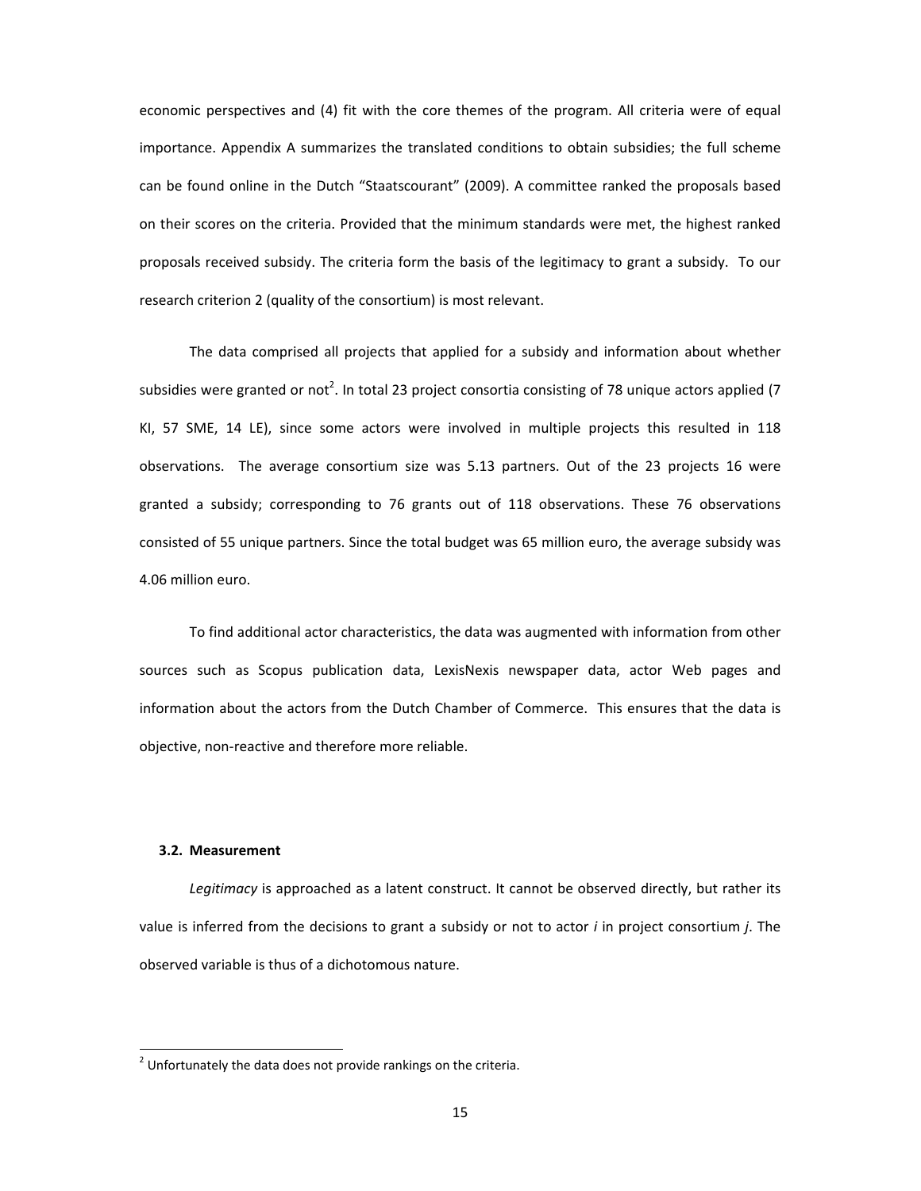economic perspectives and (4) fit with the core themes of the program. All criteria were of equal importance. Appendix A summarizes the translated conditions to obtain subsidies; the full scheme can be found online in the Dutch "Staatscourant" (2009). A committee ranked the proposals based on their scores on the criteria. Provided that the minimum standards were met, the highest ranked proposals received subsidy. The criteria form the basis of the legitimacy to grant a subsidy. To our research criterion 2 (quality of the consortium) is most relevant.

The data comprised all projects that applied for a subsidy and information about whether subsidies were granted or not[2]. In total 23 project consortia consisting of 78 unique actors applied (7 KI, 57 SME, 14 LE), since some actors were involved in multiple projects this resulted in 118 observations. The average consortium size was 5.13 partners. Out of the 23 projects 16 were granted a subsidy; corresponding to 76 grants out of 118 observations. These 76 observations consisted of 55 unique partners. Since the total budget was 65 million euro, the average subsidy was 4.06 million euro.

To find additional actor characteristics, the data was augmented with information from other sources such as Scopus publication data, LexisNexis newspaper data, actor Web pages and information about the actors from the Dutch Chamber of Commerce. This ensures that the data is objective, non-reactive and therefore more reliable.

### 3.2. Measurement

*Legitimacy* is approached as a latent construct. It cannot be observed directly, but rather its value is inferred from the decisions to grant a subsidy or not to actor *i* in project consortium *j*. The observed variable is thus of a dichotomous nature.

[2] Unfortunately the data does not provide rankings on the criteria.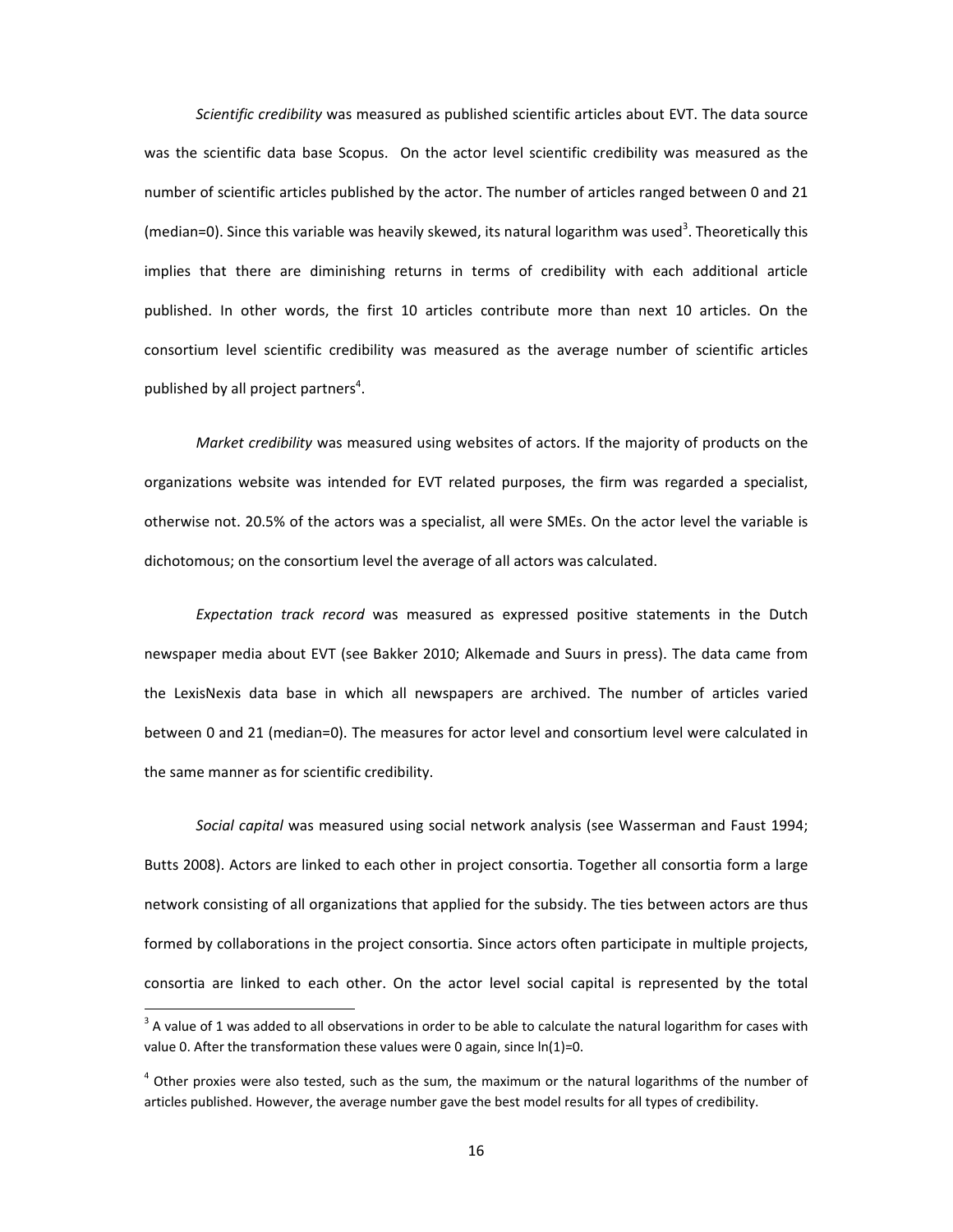*Scientific credibility* was measured as published scientific articles about EVT. The data source was the scientific data base Scopus. On the actor level scientific credibility was measured as the number of scientific articles published by the actor. The number of articles ranged between 0 and 21 (median=0). Since this variable was heavily skewed, its natural logarithm was used[3]. Theoretically this implies that there are diminishing returns in terms of credibility with each additional article published. In other words, the first 10 articles contribute more than next 10 articles. On the consortium level scientific credibility was measured as the average number of scientific articles published by all project partners[4].

*Market credibility* was measured using websites of actors. If the majority of products on the organizations website was intended for EVT related purposes, the firm was regarded a specialist, otherwise not. 20.5% of the actors was a specialist, all were SMEs. On the actor level the variable is dichotomous; on the consortium level the average of all actors was calculated.

*Expectation track record* was measured as expressed positive statements in the Dutch newspaper media about EVT (see Bakker 2010; Alkemade and Suurs in press). The data came from the LexisNexis data base in which all newspapers are archived. The number of articles varied between 0 and 21 (median=0). The measures for actor level and consortium level were calculated in the same manner as for scientific credibility.

*Social capital* was measured using social network analysis (see Wasserman and Faust 1994; Butts 2008). Actors are linked to each other in project consortia. Together all consortia form a large network consisting of all organizations that applied for the subsidy. The ties between actors are thus formed by collaborations in the project consortia. Since actors often participate in multiple projects, consortia are linked to each other. On the actor level social capital is represented by the total

---

[3] A value of 1 was added to all observations in order to be able to calculate the natural logarithm for cases with value 0. After the transformation these values were 0 again, since $\ln(1)=0$.

[4] Other proxies were also tested, such as the sum, the maximum or the natural logarithms of the number of articles published. However, the average number gave the best model results for all types of credibility.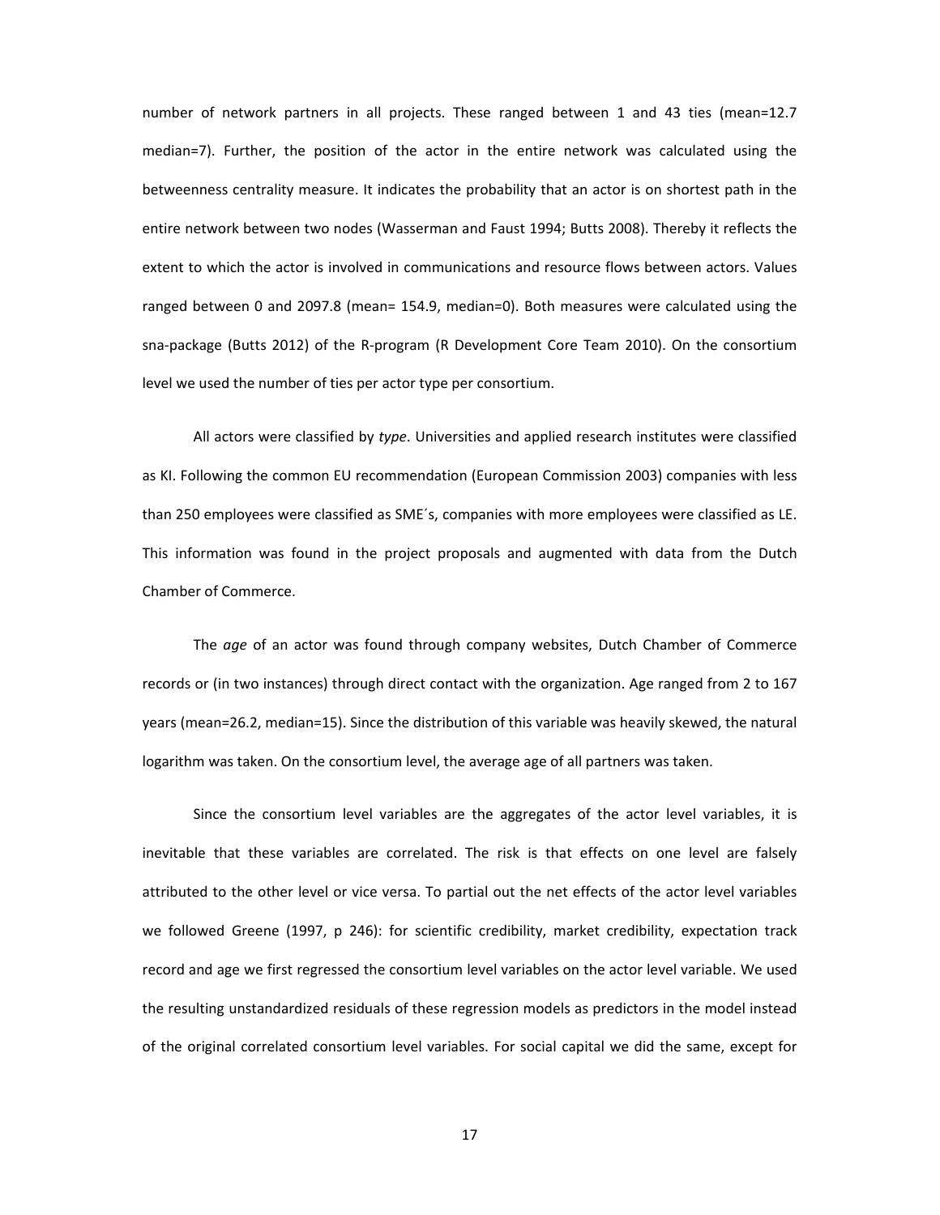number of network partners in all projects. These ranged between 1 and 43 ties (mean=12.7 median=7). Further, the position of the actor in the entire network was calculated using the betweenness centrality measure. It indicates the probability that an actor is on shortest path in the entire network between two nodes (Wasserman and Faust 1994; Butts 2008). Thereby it reflects the extent to which the actor is involved in communications and resource flows between actors. Values ranged between 0 and 2097.8 (mean= 154.9, median=0). Both measures were calculated using the sna-package (Butts 2012) of the R-program (R Development Core Team 2010). On the consortium level we used the number of ties per actor type per consortium.

All actors were classified by *type*. Universities and applied research institutes were classified as KI. Following the common EU recommendation (European Commission 2003) companies with less than 250 employees were classified as SME´s, companies with more employees were classified as LE. This information was found in the project proposals and augmented with data from the Dutch Chamber of Commerce.

The *age* of an actor was found through company websites, Dutch Chamber of Commerce records or (in two instances) through direct contact with the organization. Age ranged from 2 to 167 years (mean=26.2, median=15). Since the distribution of this variable was heavily skewed, the natural logarithm was taken. On the consortium level, the average age of all partners was taken.

Since the consortium level variables are the aggregates of the actor level variables, it is inevitable that these variables are correlated. The risk is that effects on one level are falsely attributed to the other level or vice versa. To partial out the net effects of the actor level variables we followed Greene (1997, p 246): for scientific credibility, market credibility, expectation track record and age we first regressed the consortium level variables on the actor level variable. We used the resulting unstandardized residuals of these regression models as predictors in the model instead of the original correlated consortium level variables. For social capital we did the same, except for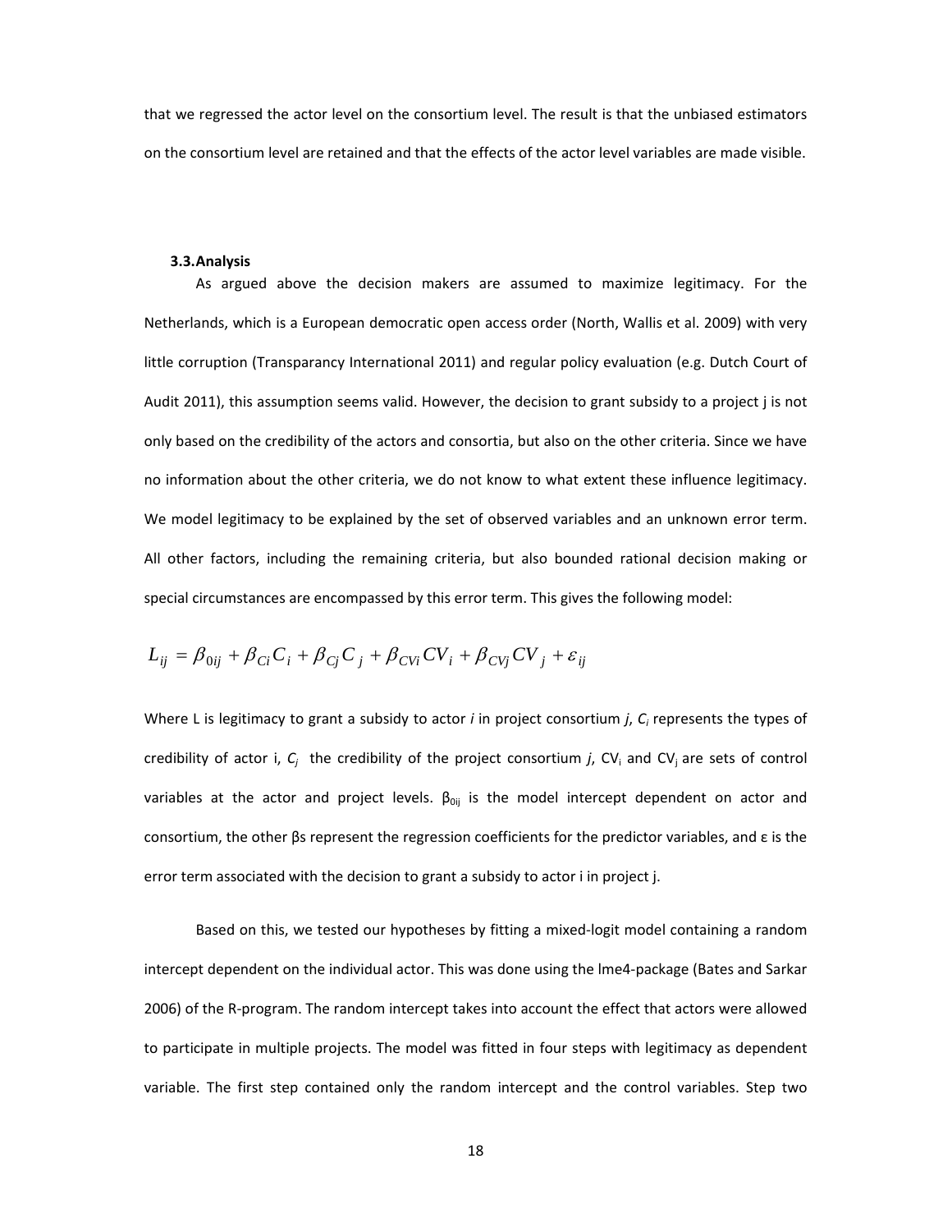that we regressed the actor level on the consortium level. The result is that the unbiased estimators on the consortium level are retained and that the effects of the actor level variables are made visible.

### 3.3. Analysis

As argued above the decision makers are assumed to maximize legitimacy. For the Netherlands, which is a European democratic open access order (North, Wallis et al. 2009) with very little corruption (Transparancy International 2011) and regular policy evaluation (e.g. Dutch Court of Audit 2011), this assumption seems valid. However, the decision to grant subsidy to a project j is not only based on the credibility of the actors and consortia, but also on the other criteria. Since we have no information about the other criteria, we do not know to what extent these influence legitimacy. We model legitimacy to be explained by the set of observed variables and an unknown error term. All other factors, including the remaining criteria, but also bounded rational decision making or special circumstances are encompassed by this error term. This gives the following model:

$$L_{ij} = \beta_{0ij} + \beta_{Ci} C_i + \beta_{Cj} C_j + \beta_{CVi} CV_i + \beta_{CVj} CV_j + \varepsilon_{ij}$$

Where L is legitimacy to grant a subsidy to actor *i* in project consortium *j*, $C_i$ represents the types of credibility of actor i, $C_j$ the credibility of the project consortium *j*, $CV_i$ and $CV_j$ are sets of control variables at the actor and project levels. $\beta_{0ij}$ is the model intercept dependent on actor and consortium, the other βs represent the regression coefficients for the predictor variables, and ε is the error term associated with the decision to grant a subsidy to actor i in project j.

Based on this, we tested our hypotheses by fitting a mixed-logit model containing a random intercept dependent on the individual actor. This was done using the lme4-package (Bates and Sarkar 2006) of the R-program. The random intercept takes into account the effect that actors were allowed to participate in multiple projects. The model was fitted in four steps with legitimacy as dependent variable. The first step contained only the random intercept and the control variables. Step two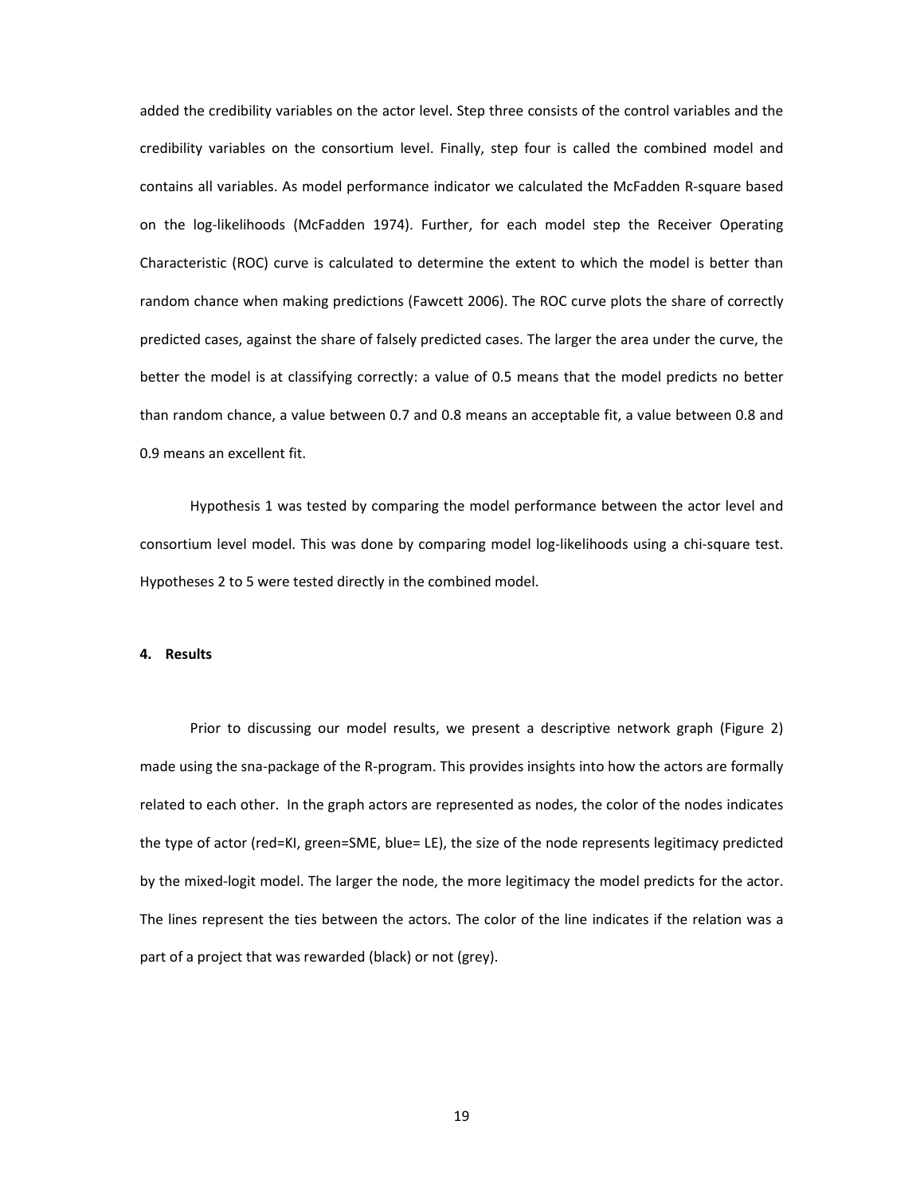added the credibility variables on the actor level. Step three consists of the control variables and the credibility variables on the consortium level. Finally, step four is called the combined model and contains all variables. As model performance indicator we calculated the McFadden R-square based on the log-likelihoods (McFadden 1974). Further, for each model step the Receiver Operating Characteristic (ROC) curve is calculated to determine the extent to which the model is better than random chance when making predictions (Fawcett 2006). The ROC curve plots the share of correctly predicted cases, against the share of falsely predicted cases. The larger the area under the curve, the better the model is at classifying correctly: a value of 0.5 means that the model predicts no better than random chance, a value between 0.7 and 0.8 means an acceptable fit, a value between 0.8 and 0.9 means an excellent fit.

Hypothesis 1 was tested by comparing the model performance between the actor level and consortium level model. This was done by comparing model log-likelihoods using a chi-square test. Hypotheses 2 to 5 were tested directly in the combined model.

## 4. Results

Prior to discussing our model results, we present a descriptive network graph (Figure 2) made using the sna-package of the R-program. This provides insights into how the actors are formally related to each other. In the graph actors are represented as nodes, the color of the nodes indicates the type of actor (red=KI, green=SME, blue= LE), the size of the node represents legitimacy predicted by the mixed-logit model. The larger the node, the more legitimacy the model predicts for the actor. The lines represent the ties between the actors. The color of the line indicates if the relation was a part of a project that was rewarded (black) or not (grey).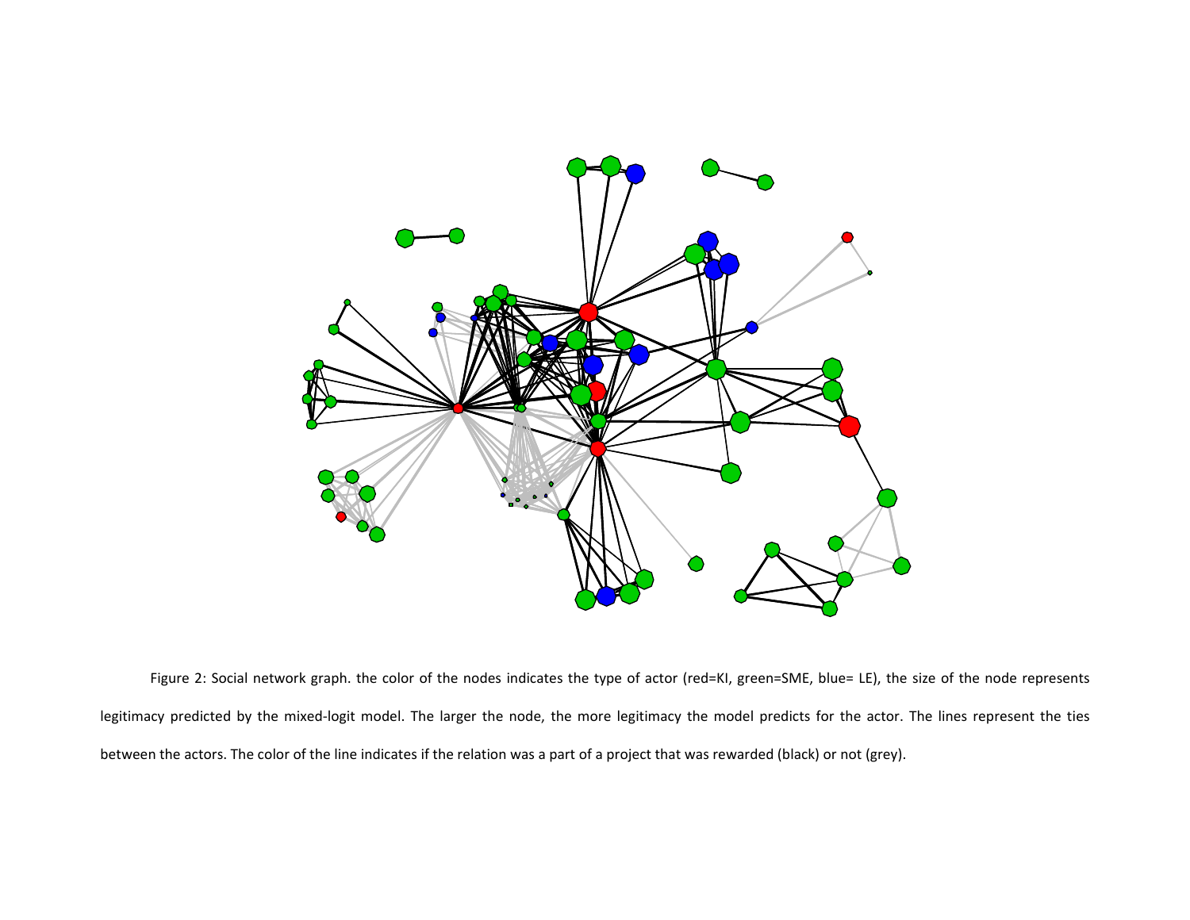Figure 2: Social network graph. the color of the nodes indicates the type of actor (red=KI, green=SME, blue= LE), the size of the node represents legitimacy predicted by the mixed-logit model. The larger the node, the more legitimacy the model predicts for the actor. The lines represent the ties between the actors. The color of the line indicates if the relation was a part of a project that was rewarded (black) or not (grey).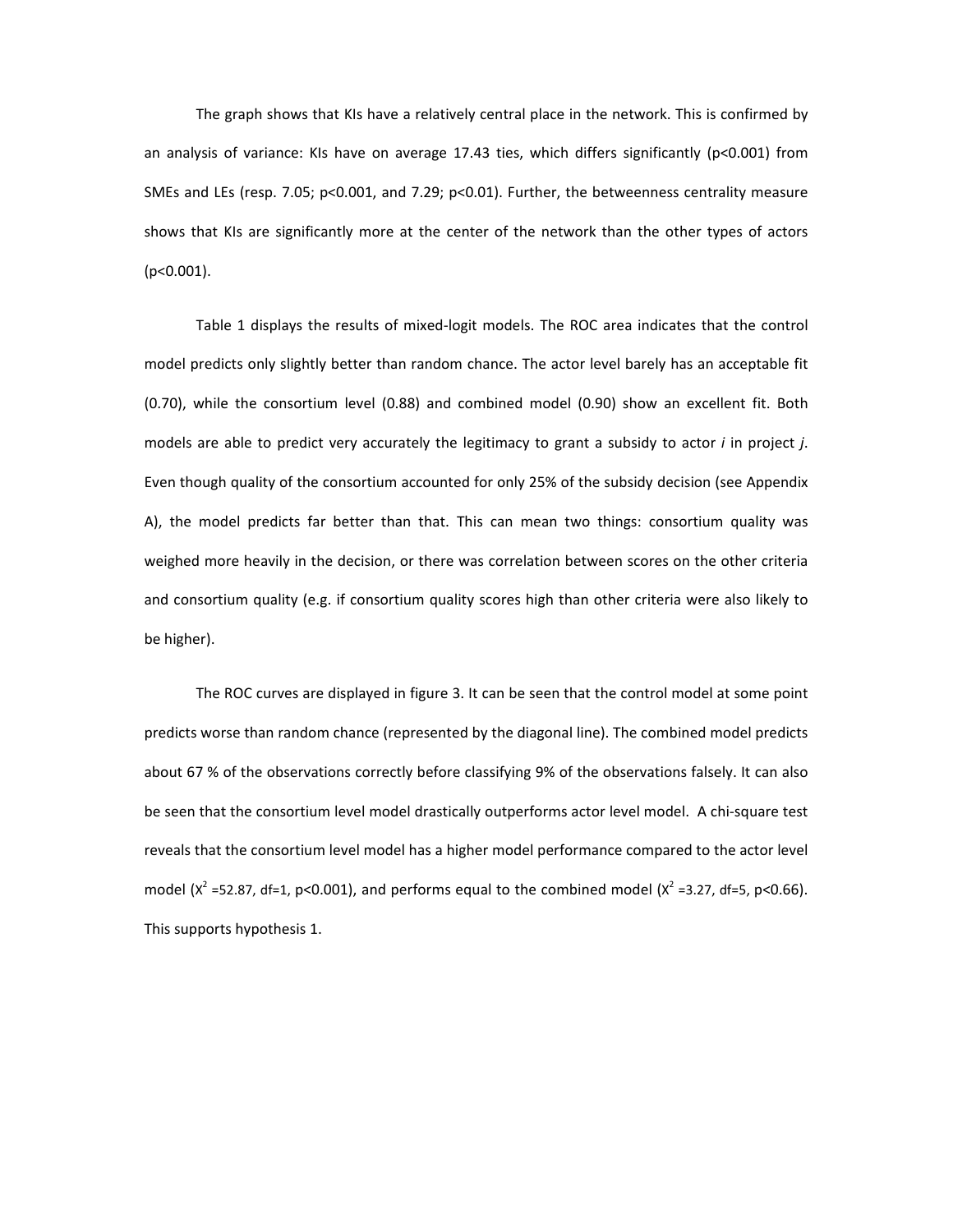The graph shows that KIs have a relatively central place in the network. This is confirmed by an analysis of variance: KIs have on average 17.43 ties, which differs significantly ($p<0.001$) from SMEs and LEs (resp. 7.05; $p<0.001$, and 7.29; $p<0.01$). Further, the betweenness centrality measure shows that KIs are significantly more at the center of the network than the other types of actors ($p<0.001$).

Table 1 displays the results of mixed-logit models. The ROC area indicates that the control model predicts only slightly better than random chance. The actor level barely has an acceptable fit (0.70), while the consortium level (0.88) and combined model (0.90) show an excellent fit. Both models are able to predict very accurately the legitimacy to grant a subsidy to actor *i* in project *j*. Even though quality of the consortium accounted for only 25% of the subsidy decision (see Appendix A), the model predicts far better than that. This can mean two things: consortium quality was weighed more heavily in the decision, or there was correlation between scores on the other criteria and consortium quality (e.g. if consortium quality scores high than other criteria were also likely to be higher).

The ROC curves are displayed in figure 3. It can be seen that the control model at some point predicts worse than random chance (represented by the diagonal line). The combined model predicts about 67 % of the observations correctly before classifying 9% of the observations falsely. It can also be seen that the consortium level model drastically outperforms actor level model. A chi-square test reveals that the consortium level model has a higher model performance compared to the actor level model ($X^2=52.87$, df=1, $p<0.001$), and performs equal to the combined model ($X^2=3.27$, df=5, $p<0.66$). This supports hypothesis 1.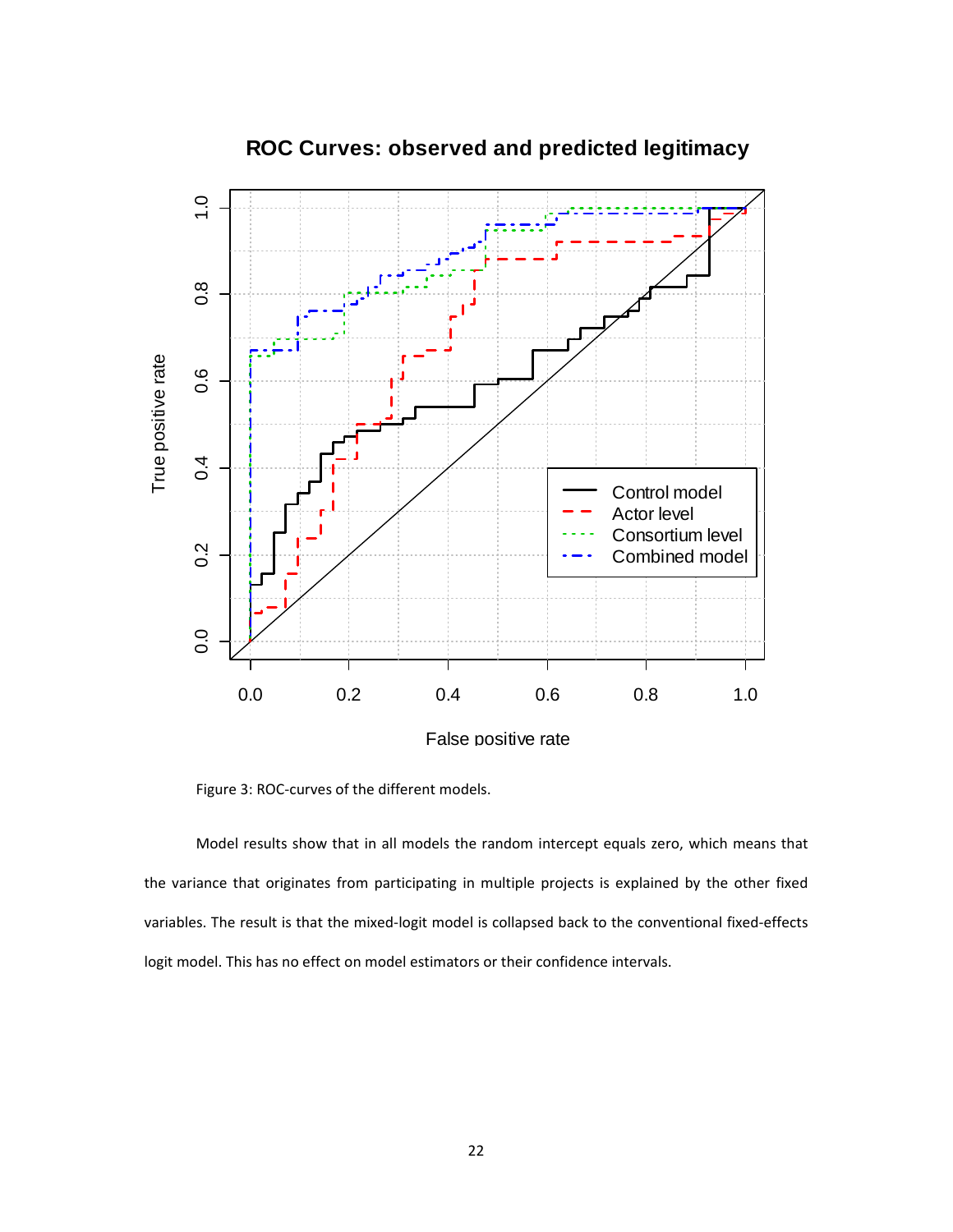Figure 3: ROC-curves of the different models.

Model results show that in all models the random intercept equals zero, which means that the variance that originates from participating in multiple projects is explained by the other fixed variables. The result is that the mixed-logit model is collapsed back to the conventional fixed-effects logit model. This has no effect on model estimators or their confidence intervals.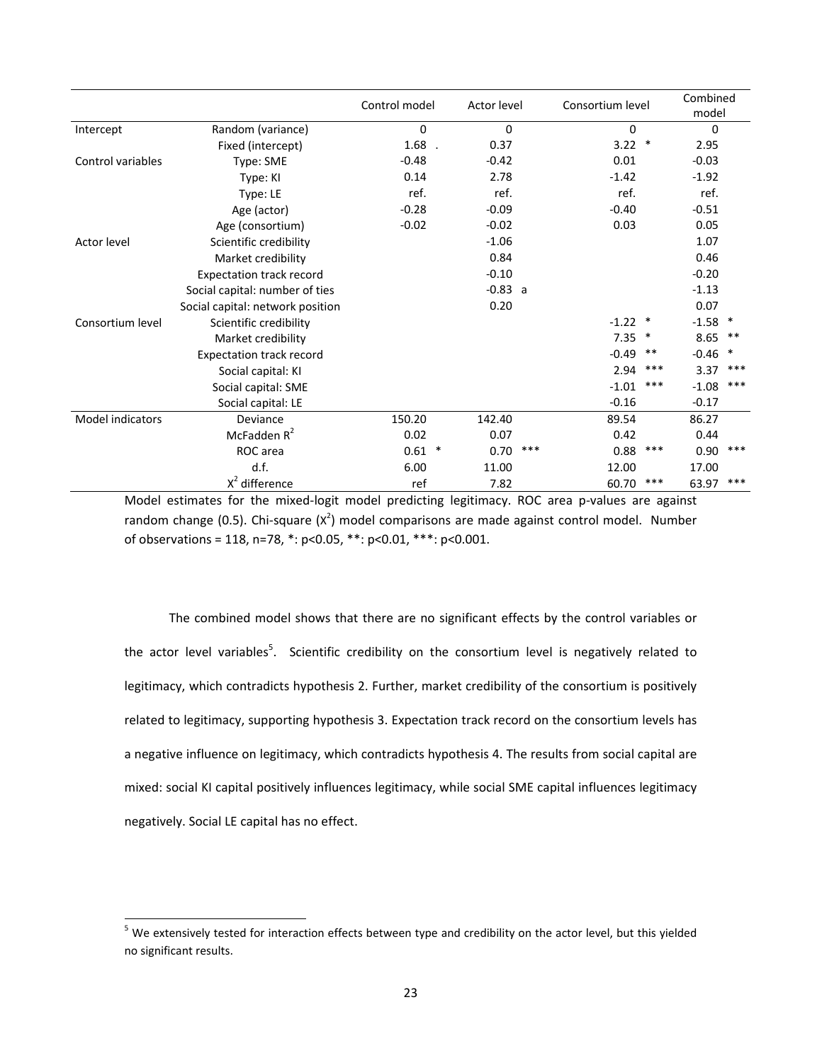| | | Control model | Actor level | Consortium level | Combined model |
|---|---|---|---|---|---|
| Intercept | Random (variance) | 0 | 0 | 0 | 0 |
| | Fixed (intercept) | 1.68 . | 0.37 | 3.22 * | 2.95 |
| Control variables | Type: SME | -0.48 | -0.42 | 0.01 | -0.03 |
| | Type: KI | 0.14 | 2.78 | -1.42 | -1.92 |
| | Type: LE | ref. | ref. | ref. | ref. |
| | Age (actor) | -0.28 | -0.09 | -0.40 | -0.51 |
| | Age (consortium) | -0.02 | -0.02 | 0.03 | 0.05 |
| Actor level | Scientific credibility | | -1.06 | | 1.07 |
| | Market credibility | | 0.84 | | 0.46 |
| | Expectation track record | | -0.10 | | -0.20 |
| | Social capital: number of ties | | -0.83 a | | -1.13 |
| | Social capital: network position | | 0.20 | | 0.07 |
| Consortium level | Scientific credibility | | | -1.22 * | -1.58 * |
| | Market credibility | | | 7.35 * | 8.65 ** |
| | Expectation track record | | | -0.49 ** | -0.46 * |
| | Social capital: KI | | | 2.94 *** | 3.37 *** |
| | Social capital: SME | | | -1.01 *** | -1.08 *** |
| | Social capital: LE | | | -0.16 | -0.17 |
| Model indicators | Deviance | 150.20 | 142.40 | 89.54 | 86.27 |
| | McFadden $R^2$ | 0.02 | 0.07 | 0.42 | 0.44 |
| | ROC area | 0.61 * | 0.70 *** | 0.88 *** | 0.90 *** |
| | d.f. | 6.00 | 11.00 | 12.00 | 17.00 |
| | $X^2$ difference | ref | 7.82 | 60.70 *** | 63.97 *** |

Model estimates for the mixed-logit model predicting legitimacy. ROC area p-values are against random change (0.5). Chi-square ($X^2$) model comparisons are made against control model. Number of observations = 118, n=78, *: p<0.05, **: p<0.01, ***: p<0.001.

The combined model shows that there are no significant effects by the control variables or the actor level variables[5]. Scientific credibility on the consortium level is negatively related to legitimacy, which contradicts hypothesis 2. Further, market credibility of the consortium is positively related to legitimacy, supporting hypothesis 3. Expectation track record on the consortium levels has a negative influence on legitimacy, which contradicts hypothesis 4. The results from social capital are mixed: social KI capital positively influences legitimacy, while social SME capital influences legitimacy negatively. Social LE capital has no effect.

[5] We extensively tested for interaction effects between type and credibility on the actor level, but this yielded no significant results.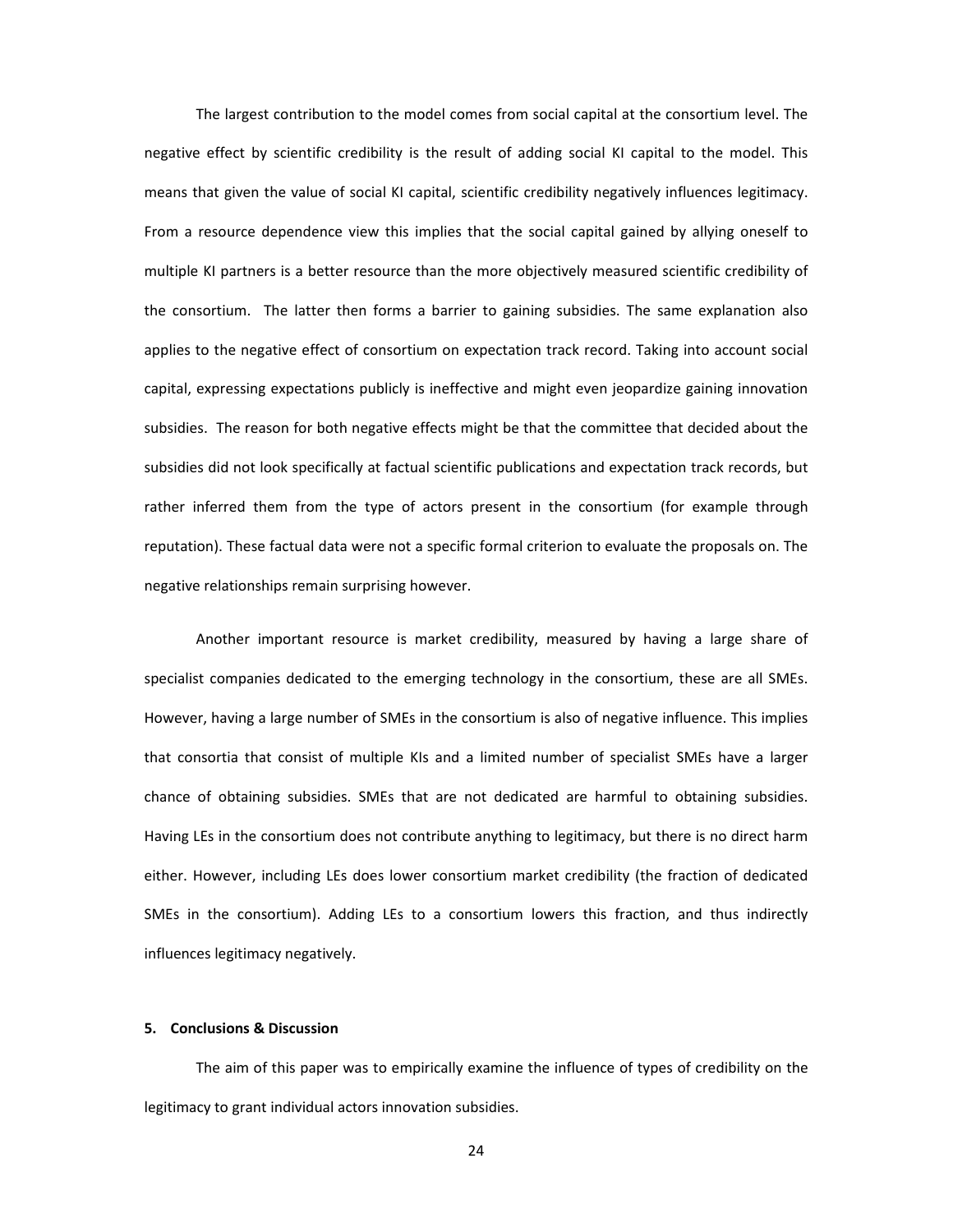The largest contribution to the model comes from social capital at the consortium level. The negative effect by scientific credibility is the result of adding social KI capital to the model. This means that given the value of social KI capital, scientific credibility negatively influences legitimacy. From a resource dependence view this implies that the social capital gained by allying oneself to multiple KI partners is a better resource than the more objectively measured scientific credibility of the consortium. The latter then forms a barrier to gaining subsidies. The same explanation also applies to the negative effect of consortium on expectation track record. Taking into account social capital, expressing expectations publicly is ineffective and might even jeopardize gaining innovation subsidies. The reason for both negative effects might be that the committee that decided about the subsidies did not look specifically at factual scientific publications and expectation track records, but rather inferred them from the type of actors present in the consortium (for example through reputation). These factual data were not a specific formal criterion to evaluate the proposals on. The negative relationships remain surprising however.

Another important resource is market credibility, measured by having a large share of specialist companies dedicated to the emerging technology in the consortium, these are all SMEs. However, having a large number of SMEs in the consortium is also of negative influence. This implies that consortia that consist of multiple KIs and a limited number of specialist SMEs have a larger chance of obtaining subsidies. SMEs that are not dedicated are harmful to obtaining subsidies. Having LEs in the consortium does not contribute anything to legitimacy, but there is no direct harm either. However, including LEs does lower consortium market credibility (the fraction of dedicated SMEs in the consortium). Adding LEs to a consortium lowers this fraction, and thus indirectly influences legitimacy negatively.

## 5. Conclusions & Discussion

The aim of this paper was to empirically examine the influence of types of credibility on the legitimacy to grant individual actors innovation subsidies.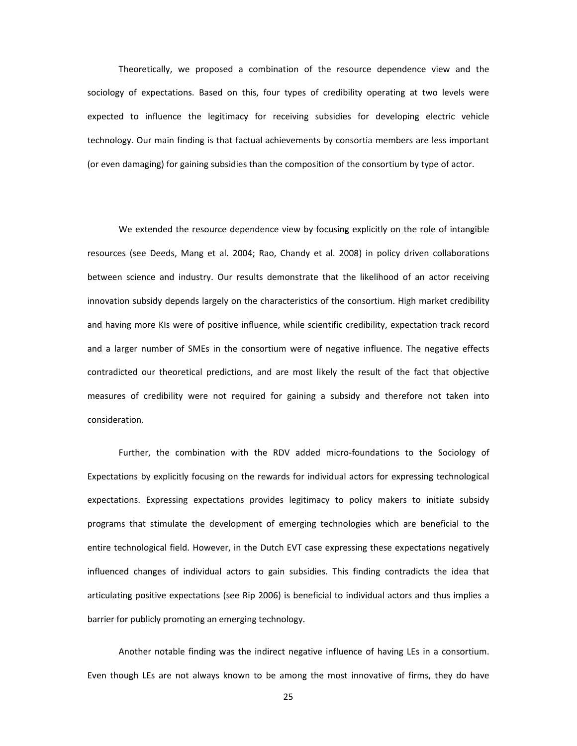Theoretically, we proposed a combination of the resource dependence view and the sociology of expectations. Based on this, four types of credibility operating at two levels were expected to influence the legitimacy for receiving subsidies for developing electric vehicle technology. Our main finding is that factual achievements by consortia members are less important (or even damaging) for gaining subsidies than the composition of the consortium by type of actor.

We extended the resource dependence view by focusing explicitly on the role of intangible resources (see Deeds, Mang et al. 2004; Rao, Chandy et al. 2008) in policy driven collaborations between science and industry. Our results demonstrate that the likelihood of an actor receiving innovation subsidy depends largely on the characteristics of the consortium. High market credibility and having more KIs were of positive influence, while scientific credibility, expectation track record and a larger number of SMEs in the consortium were of negative influence. The negative effects contradicted our theoretical predictions, and are most likely the result of the fact that objective measures of credibility were not required for gaining a subsidy and therefore not taken into consideration.

Further, the combination with the RDV added micro-foundations to the Sociology of Expectations by explicitly focusing on the rewards for individual actors for expressing technological expectations. Expressing expectations provides legitimacy to policy makers to initiate subsidy programs that stimulate the development of emerging technologies which are beneficial to the entire technological field. However, in the Dutch EVT case expressing these expectations negatively influenced changes of individual actors to gain subsidies. This finding contradicts the idea that articulating positive expectations (see Rip 2006) is beneficial to individual actors and thus implies a barrier for publicly promoting an emerging technology.

Another notable finding was the indirect negative influence of having LEs in a consortium. Even though LEs are not always known to be among the most innovative of firms, they do have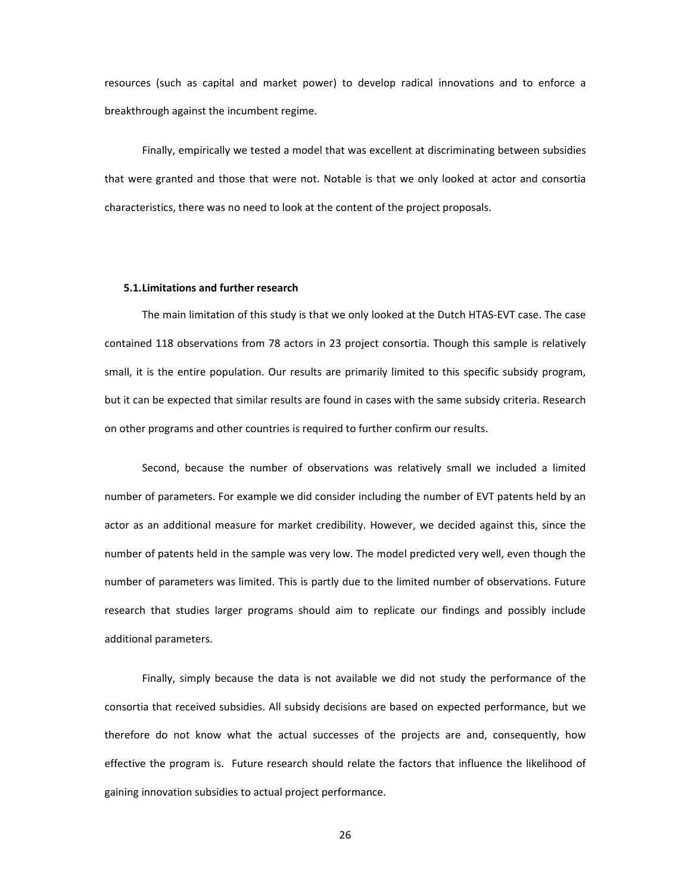resources (such as capital and market power) to develop radical innovations and to enforce a breakthrough against the incumbent regime.

Finally, empirically we tested a model that was excellent at discriminating between subsidies that were granted and those that were not. Notable is that we only looked at actor and consortia characteristics, there was no need to look at the content of the project proposals.

### 5.1. Limitations and further research

The main limitation of this study is that we only looked at the Dutch HTAS-EVT case. The case contained 118 observations from 78 actors in 23 project consortia. Though this sample is relatively small, it is the entire population. Our results are primarily limited to this specific subsidy program, but it can be expected that similar results are found in cases with the same subsidy criteria. Research on other programs and other countries is required to further confirm our results.

Second, because the number of observations was relatively small we included a limited number of parameters. For example we did consider including the number of EVT patents held by an actor as an additional measure for market credibility. However, we decided against this, since the number of patents held in the sample was very low. The model predicted very well, even though the number of parameters was limited. This is partly due to the limited number of observations. Future research that studies larger programs should aim to replicate our findings and possibly include additional parameters.

Finally, simply because the data is not available we did not study the performance of the consortia that received subsidies. All subsidy decisions are based on expected performance, but we therefore do not know what the actual successes of the projects are and, consequently, how effective the program is. Future research should relate the factors that influence the likelihood of gaining innovation subsidies to actual project performance.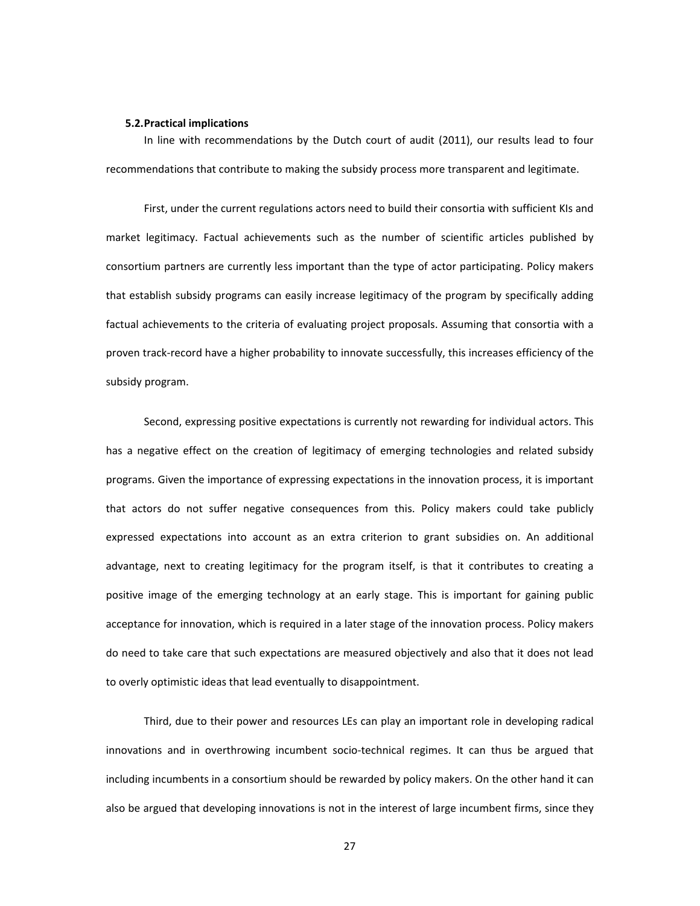### 5.2. Practical implications

In line with recommendations by the Dutch court of audit (2011), our results lead to four recommendations that contribute to making the subsidy process more transparent and legitimate.

First, under the current regulations actors need to build their consortia with sufficient KIs and market legitimacy. Factual achievements such as the number of scientific articles published by consortium partners are currently less important than the type of actor participating. Policy makers that establish subsidy programs can easily increase legitimacy of the program by specifically adding factual achievements to the criteria of evaluating project proposals. Assuming that consortia with a proven track-record have a higher probability to innovate successfully, this increases efficiency of the subsidy program.

Second, expressing positive expectations is currently not rewarding for individual actors. This has a negative effect on the creation of legitimacy of emerging technologies and related subsidy programs. Given the importance of expressing expectations in the innovation process, it is important that actors do not suffer negative consequences from this. Policy makers could take publicly expressed expectations into account as an extra criterion to grant subsidies on. An additional advantage, next to creating legitimacy for the program itself, is that it contributes to creating a positive image of the emerging technology at an early stage. This is important for gaining public acceptance for innovation, which is required in a later stage of the innovation process. Policy makers do need to take care that such expectations are measured objectively and also that it does not lead to overly optimistic ideas that lead eventually to disappointment.

Third, due to their power and resources LEs can play an important role in developing radical innovations and in overthrowing incumbent socio-technical regimes. It can thus be argued that including incumbents in a consortium should be rewarded by policy makers. On the other hand it can also be argued that developing innovations is not in the interest of large incumbent firms, since they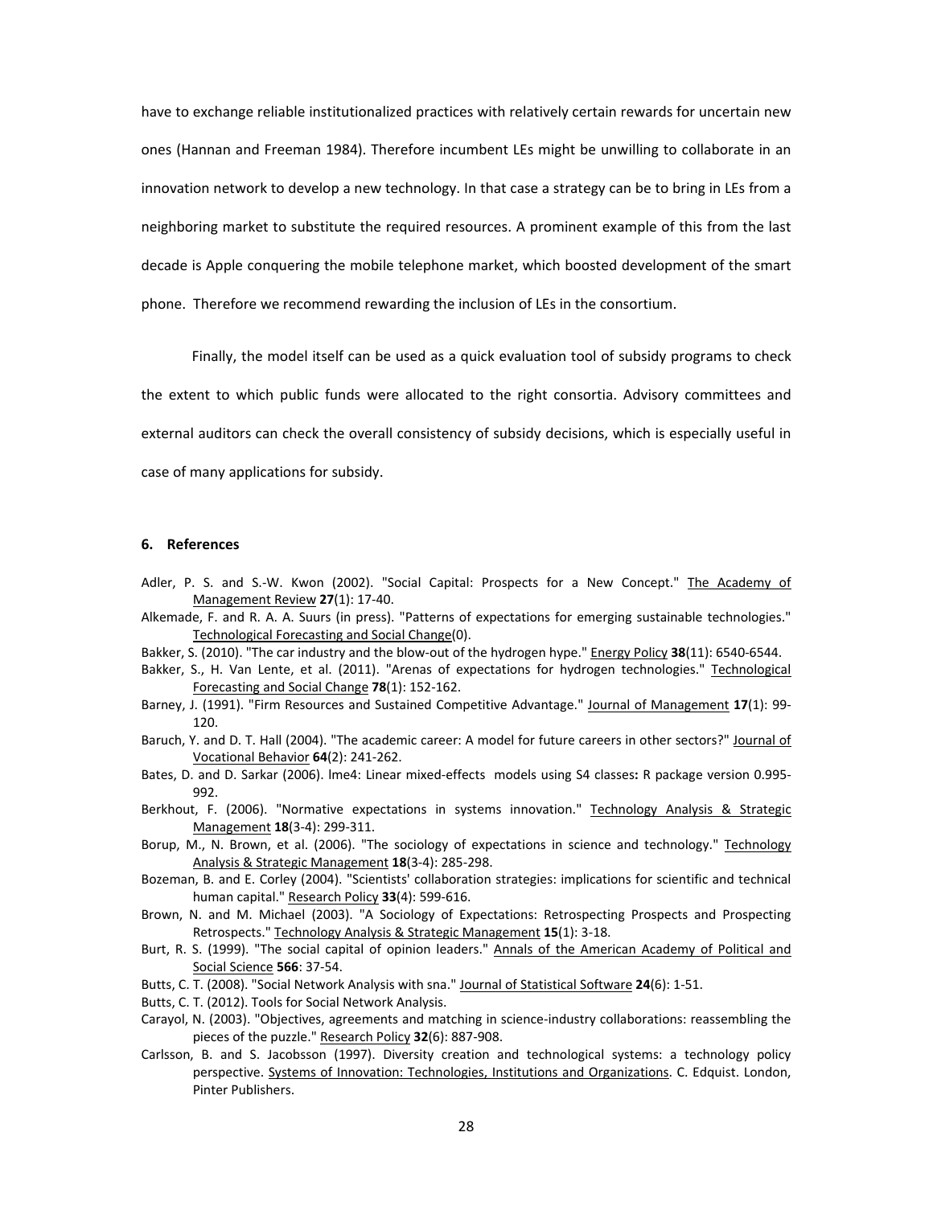have to exchange reliable institutionalized practices with relatively certain rewards for uncertain new ones (Hannan and Freeman 1984). Therefore incumbent LEs might be unwilling to collaborate in an innovation network to develop a new technology. In that case a strategy can be to bring in LEs from a neighboring market to substitute the required resources. A prominent example of this from the last decade is Apple conquering the mobile telephone market, which boosted development of the smart phone. Therefore we recommend rewarding the inclusion of LEs in the consortium.

Finally, the model itself can be used as a quick evaluation tool of subsidy programs to check the extent to which public funds were allocated to the right consortia. Advisory committees and external auditors can check the overall consistency of subsidy decisions, which is especially useful in case of many applications for subsidy.

## 6. References

Adler, P. S. and S.-W. Kwon (2002). "Social Capital: Prospects for a New Concept." The Academy of Management Review **27**(1): 17-40.

Alkemade, F. and R. A. A. Suurs (in press). "Patterns of expectations for emerging sustainable technologies." Technological Forecasting and Social Change(0).

Bakker, S. (2010). "The car industry and the blow-out of the hydrogen hype." Energy Policy **38**(11): 6540-6544.

Bakker, S., H. Van Lente, et al. (2011). "Arenas of expectations for hydrogen technologies." Technological Forecasting and Social Change **78**(1): 152-162.

Barney, J. (1991). "Firm Resources and Sustained Competitive Advantage." Journal of Management **17**(1): 99-120.

Baruch, Y. and D. T. Hall (2004). "The academic career: A model for future careers in other sectors?" Journal of Vocational Behavior **64**(2): 241-262.

Bates, D. and D. Sarkar (2006). lme4: Linear mixed-effects models using S4 classes**:** R package version 0.995-992.

Berkhout, F. (2006). "Normative expectations in systems innovation." Technology Analysis & Strategic Management **18**(3-4): 299-311.

Borup, M., N. Brown, et al. (2006). "The sociology of expectations in science and technology." Technology Analysis & Strategic Management **18**(3-4): 285-298.

Bozeman, B. and E. Corley (2004). "Scientists' collaboration strategies: implications for scientific and technical human capital." Research Policy **33**(4): 599-616.

Brown, N. and M. Michael (2003). "A Sociology of Expectations: Retrospecting Prospects and Prospecting Retrospects." Technology Analysis & Strategic Management **15**(1): 3-18.

Burt, R. S. (1999). "The social capital of opinion leaders." Annals of the American Academy of Political and Social Science **566**: 37-54.

Butts, C. T. (2008). "Social Network Analysis with sna." Journal of Statistical Software **24**(6): 1-51.

Butts, C. T. (2012). Tools for Social Network Analysis.

Carayol, N. (2003). "Objectives, agreements and matching in science-industry collaborations: reassembling the pieces of the puzzle." Research Policy **32**(6): 887-908.

Carlsson, B. and S. Jacobsson (1997). Diversity creation and technological systems: a technology policy perspective. Systems of Innovation: Technologies, Institutions and Organizations. C. Edquist. London, Pinter Publishers.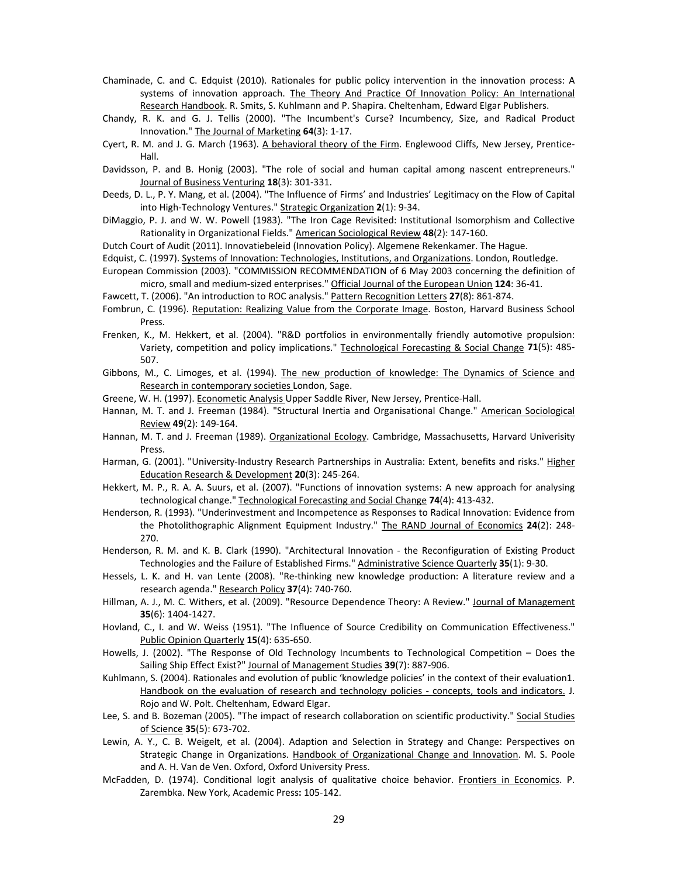Chaminade, C. and C. Edquist (2010). Rationales for public policy intervention in the innovation process: A systems of innovation approach. The Theory And Practice Of Innovation Policy: An International Research Handbook. R. Smits, S. Kuhlmann and P. Shapira. Cheltenham, Edward Elgar Publishers.

Chandy, R. K. and G. J. Tellis (2000). "The Incumbent's Curse? Incumbency, Size, and Radical Product Innovation." The Journal of Marketing **64**(3): 1-17.

Cyert, R. M. and J. G. March (1963). A behavioral theory of the Firm. Englewood Cliffs, New Jersey, Prentice-Hall.

Davidsson, P. and B. Honig (2003). "The role of social and human capital among nascent entrepreneurs." Journal of Business Venturing **18**(3): 301-331.

Deeds, D. L., P. Y. Mang, et al. (2004). "The Influence of Firms' and Industries' Legitimacy on the Flow of Capital into High-Technology Ventures." Strategic Organization **2**(1): 9-34.

DiMaggio, P. J. and W. W. Powell (1983). "The Iron Cage Revisited: Institutional Isomorphism and Collective Rationality in Organizational Fields." American Sociological Review **48**(2): 147-160.

Dutch Court of Audit (2011). Innovatiebeleid (Innovation Policy). Algemene Rekenkamer. The Hague.

Edquist, C. (1997). Systems of Innovation: Technologies, Institutions, and Organizations. London, Routledge.

European Commission (2003). "COMMISSION RECOMMENDATION of 6 May 2003 concerning the definition of micro, small and medium-sized enterprises." Official Journal of the European Union **124**: 36-41.

Fawcett, T. (2006). "An introduction to ROC analysis." Pattern Recognition Letters **27**(8): 861-874.

Fombrun, C. (1996). Reputation: Realizing Value from the Corporate Image. Boston, Harvard Business School Press.

Frenken, K., M. Hekkert, et al. (2004). "R&D portfolios in environmentally friendly automotive propulsion: Variety, competition and policy implications." Technological Forecasting & Social Change **71**(5): 485-507.

Gibbons, M., C. Limoges, et al. (1994). The new production of knowledge: The Dynamics of Science and Research in contemporary societies London, Sage.

Greene, W. H. (1997). Econometic Analysis Upper Saddle River, New Jersey, Prentice-Hall.

Hannan, M. T. and J. Freeman (1984). "Structural Inertia and Organisational Change." American Sociological Review **49**(2): 149-164.

Hannan, M. T. and J. Freeman (1989). Organizational Ecology. Cambridge, Massachusetts, Harvard Univerisity Press.

Harman, G. (2001). "University-Industry Research Partnerships in Australia: Extent, benefits and risks." Higher Education Research & Development **20**(3): 245-264.

Hekkert, M. P., R. A. A. Suurs, et al. (2007). "Functions of innovation systems: A new approach for analysing technological change." Technological Forecasting and Social Change **74**(4): 413-432.

Henderson, R. (1993). "Underinvestment and Incompetence as Responses to Radical Innovation: Evidence from the Photolithographic Alignment Equipment Industry." The RAND Journal of Economics **24**(2): 248-270.

Henderson, R. M. and K. B. Clark (1990). "Architectural Innovation - the Reconfiguration of Existing Product Technologies and the Failure of Established Firms." Administrative Science Quarterly **35**(1): 9-30.

Hessels, L. K. and H. van Lente (2008). "Re-thinking new knowledge production: A literature review and a research agenda." Research Policy **37**(4): 740-760.

Hillman, A. J., M. C. Withers, et al. (2009). "Resource Dependence Theory: A Review." Journal of Management **35**(6): 1404-1427.

Hovland, C., I. and W. Weiss (1951). "The Influence of Source Credibility on Communication Effectiveness." Public Opinion Quarterly **15**(4): 635-650.

Howells, J. (2002). "The Response of Old Technology Incumbents to Technological Competition – Does the Sailing Ship Effect Exist?" Journal of Management Studies **39**(7): 887-906.

Kuhlmann, S. (2004). Rationales and evolution of public 'knowledge policies' in the context of their evaluation1. Handbook on the evaluation of research and technology policies - concepts, tools and indicators. J. Rojo and W. Polt. Cheltenham, Edward Elgar.

Lee, S. and B. Bozeman (2005). "The impact of research collaboration on scientific productivity." Social Studies of Science **35**(5): 673-702.

Lewin, A. Y., C. B. Weigelt, et al. (2004). Adaption and Selection in Strategy and Change: Perspectives on Strategic Change in Organizations. Handbook of Organizational Change and Innovation. M. S. Poole and A. H. Van de Ven. Oxford, Oxford University Press.

McFadden, D. (1974). Conditional logit analysis of qualitative choice behavior. Frontiers in Economics. P. Zarembka. New York, Academic Press**:** 105-142.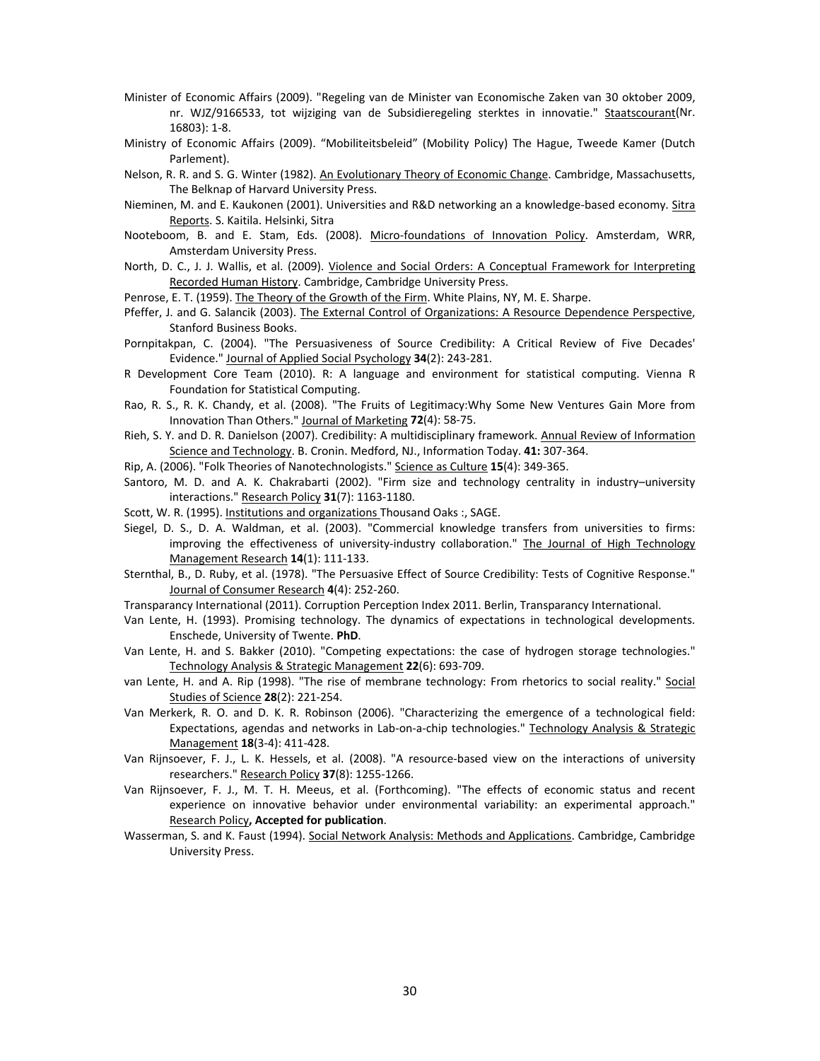Minister of Economic Affairs (2009). "Regeling van de Minister van Economische Zaken van 30 oktober 2009, nr. WJZ/9166533, tot wijziging van de Subsidieregeling sterktes in innovatie." Staatscourant(Nr. 16803): 1-8.

Ministry of Economic Affairs (2009). "Mobiliteitsbeleid" (Mobility Policy) The Hague, Tweede Kamer (Dutch Parlement).

Nelson, R. R. and S. G. Winter (1982). An Evolutionary Theory of Economic Change. Cambridge, Massachusetts, The Belknap of Harvard University Press.

Nieminen, M. and E. Kaukonen (2001). Universities and R&D networking an a knowledge-based economy. Sitra Reports. S. Kaitila. Helsinki, Sitra

Nooteboom, B. and E. Stam, Eds. (2008). Micro-foundations of Innovation Policy. Amsterdam, WRR, Amsterdam University Press.

North, D. C., J. J. Wallis, et al. (2009). Violence and Social Orders: A Conceptual Framework for Interpreting Recorded Human History. Cambridge, Cambridge University Press.

Penrose, E. T. (1959). The Theory of the Growth of the Firm. White Plains, NY, M. E. Sharpe.

Pfeffer, J. and G. Salancik (2003). The External Control of Organizations: A Resource Dependence Perspective, Stanford Business Books.

Pornpitakpan, C. (2004). "The Persuasiveness of Source Credibility: A Critical Review of Five Decades' Evidence." Journal of Applied Social Psychology **34**(2): 243-281.

R Development Core Team (2010). R: A language and environment for statistical computing. Vienna R Foundation for Statistical Computing.

Rao, R. S., R. K. Chandy, et al. (2008). "The Fruits of Legitimacy:Why Some New Ventures Gain More from Innovation Than Others." Journal of Marketing **72**(4): 58-75.

Rieh, S. Y. and D. R. Danielson (2007). Credibility: A multidisciplinary framework. Annual Review of Information Science and Technology. B. Cronin. Medford, NJ., Information Today. **41:** 307-364.

Rip, A. (2006). "Folk Theories of Nanotechnologists." Science as Culture **15**(4): 349-365.

Santoro, M. D. and A. K. Chakrabarti (2002). "Firm size and technology centrality in industry–university interactions." Research Policy **31**(7): 1163-1180.

Scott, W. R. (1995). Institutions and organizations Thousand Oaks :, SAGE.

Siegel, D. S., D. A. Waldman, et al. (2003). "Commercial knowledge transfers from universities to firms: improving the effectiveness of university-industry collaboration." The Journal of High Technology Management Research **14**(1): 111-133.

Sternthal, B., D. Ruby, et al. (1978). "The Persuasive Effect of Source Credibility: Tests of Cognitive Response." Journal of Consumer Research **4**(4): 252-260.

Transparancy International (2011). Corruption Perception Index 2011. Berlin, Transparancy International.

Van Lente, H. (1993). Promising technology. The dynamics of expectations in technological developments. Enschede, University of Twente. **PhD**.

Van Lente, H. and S. Bakker (2010). "Competing expectations: the case of hydrogen storage technologies." Technology Analysis & Strategic Management **22**(6): 693-709.

van Lente, H. and A. Rip (1998). "The rise of membrane technology: From rhetorics to social reality." Social Studies of Science **28**(2): 221-254.

Van Merkerk, R. O. and D. K. R. Robinson (2006). "Characterizing the emergence of a technological field: Expectations, agendas and networks in Lab-on-a-chip technologies." Technology Analysis & Strategic Management **18**(3-4): 411-428.

Van Rijnsoever, F. J., L. K. Hessels, et al. (2008). "A resource-based view on the interactions of university researchers." Research Policy **37**(8): 1255-1266.

Van Rijnsoever, F. J., M. T. H. Meeus, et al. (Forthcoming). "The effects of economic status and recent experience on innovative behavior under environmental variability: an experimental approach." Research Policy**, Accepted for publication**.

Wasserman, S. and K. Faust (1994). Social Network Analysis: Methods and Applications. Cambridge, Cambridge University Press.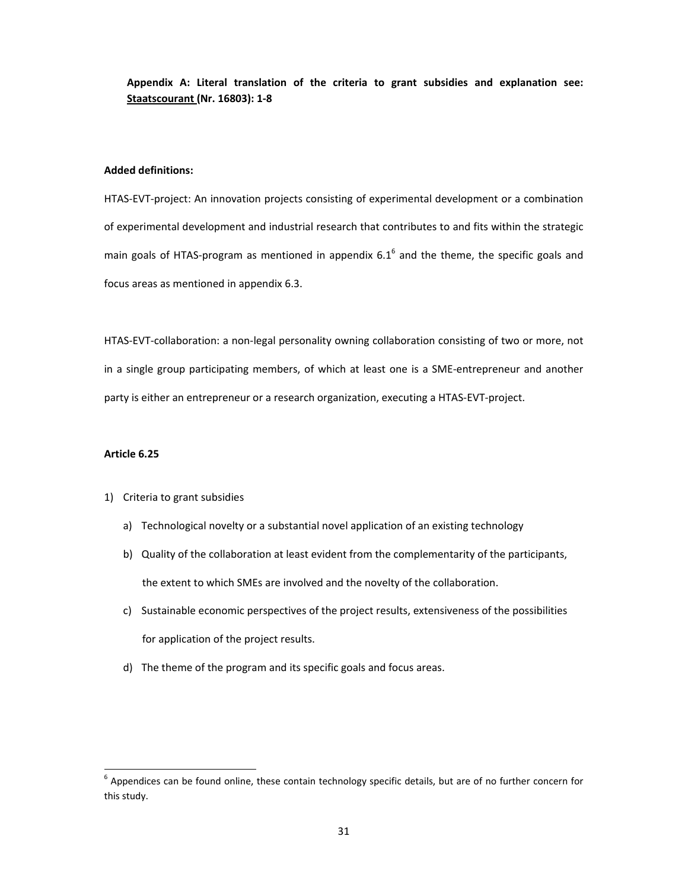**Appendix A: Literal translation of the criteria to grant subsidies and explanation see: Staatscourant (Nr. 16803): 1-8**

**Added definitions:**

HTAS-EVT-project: An innovation projects consisting of experimental development or a combination of experimental development and industrial research that contributes to and fits within the strategic main goals of HTAS-program as mentioned in appendix 6.1[6] and the theme, the specific goals and focus areas as mentioned in appendix 6.3.

HTAS-EVT-collaboration: a non-legal personality owning collaboration consisting of two or more, not in a single group participating members, of which at least one is a SME-entrepreneur and another party is either an entrepreneur or a research organization, executing a HTAS-EVT-project.

**Article 6.25**

1) Criteria to grant subsidies
   a) Technological novelty or a substantial novel application of an existing technology
   b) Quality of the collaboration at least evident from the complementarity of the participants, the extent to which SMEs are involved and the novelty of the collaboration.
   c) Sustainable economic perspectives of the project results, extensiveness of the possibilities for application of the project results.
   d) The theme of the program and its specific goals and focus areas.

[6] Appendices can be found online, these contain technology specific details, but are of no further concern for this study.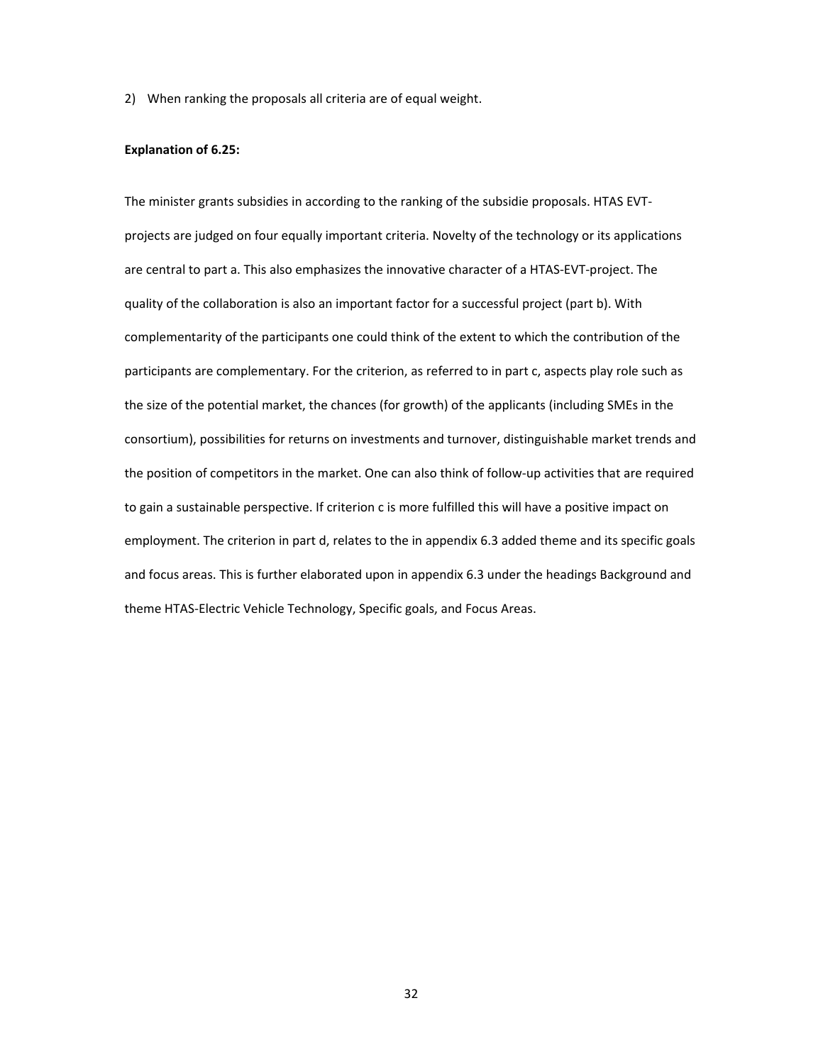2) When ranking the proposals all criteria are of equal weight.

**Explanation of 6.25:**

The minister grants subsidies in according to the ranking of the subsidie proposals. HTAS EVT-projects are judged on four equally important criteria. Novelty of the technology or its applications are central to part a. This also emphasizes the innovative character of a HTAS-EVT-project. The quality of the collaboration is also an important factor for a successful project (part b). With complementarity of the participants one could think of the extent to which the contribution of the participants are complementary. For the criterion, as referred to in part c, aspects play role such as the size of the potential market, the chances (for growth) of the applicants (including SMEs in the consortium), possibilities for returns on investments and turnover, distinguishable market trends and the position of competitors in the market. One can also think of follow-up activities that are required to gain a sustainable perspective. If criterion c is more fulfilled this will have a positive impact on employment. The criterion in part d, relates to the in appendix 6.3 added theme and its specific goals and focus areas. This is further elaborated upon in appendix 6.3 under the headings Background and theme HTAS-Electric Vehicle Technology, Specific goals, and Focus Areas.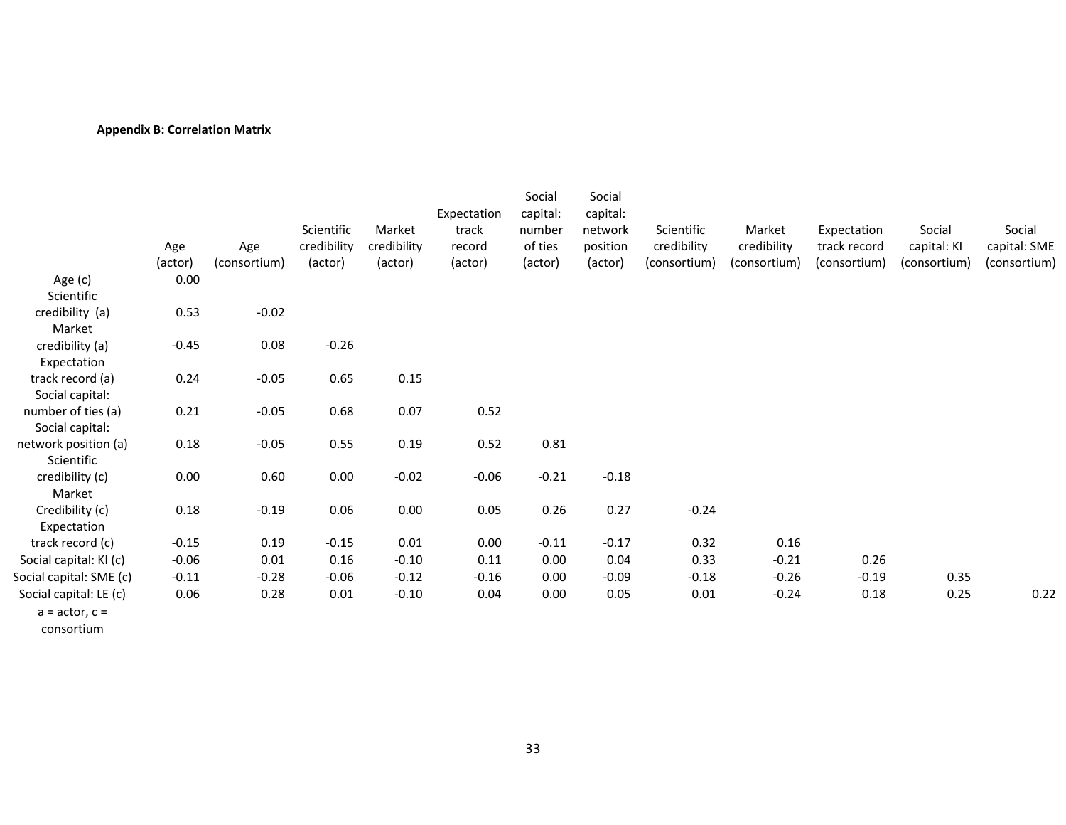**Appendix B: Correlation Matrix**

| | Age (actor) | Age (consortium) | Scientific credibility (actor) | Market credibility (actor) | Expectation track record (actor) | Social capital: number of ties (actor) | Social capital: network position (actor) | Scientific credibility (consortium) | Market credibility (consortium) | Expectation track record (consortium) | Social capital: KI (consortium) | Social capital: SME (consortium) |
|---|---|---|---|---|---|---|---|---|---|---|---|---|
| Age (c) | 0.00 | | | | | | | | | | | |
| Scientific credibility (a) | 0.53 | -0.02 | | | | | | | | | | |
| Market credibility (a) | -0.45 | 0.08 | -0.26 | | | | | | | | | |
| Expectation track record (a) | 0.24 | -0.05 | 0.65 | 0.15 | | | | | | | | |
| Social capital: number of ties (a) | 0.21 | -0.05 | 0.68 | 0.07 | 0.52 | | | | | | | |
| Social capital: network position (a) | 0.18 | -0.05 | 0.55 | 0.19 | 0.52 | 0.81 | | | | | | |
| Scientific credibility (c) | 0.00 | 0.60 | 0.00 | -0.02 | -0.06 | -0.21 | -0.18 | | | | | |
| Market Credibility (c) | 0.18 | -0.19 | 0.06 | 0.00 | 0.05 | 0.26 | 0.27 | -0.24 | | | | |
| Expectation track record (c) | -0.15 | 0.19 | -0.15 | 0.01 | 0.00 | -0.11 | -0.17 | 0.32 | 0.16 | | | |
| Social capital: KI (c) | -0.06 | 0.01 | 0.16 | -0.10 | 0.11 | 0.00 | 0.04 | 0.33 | -0.21 | 0.26 | | |
| Social capital: SME (c) | -0.11 | -0.28 | -0.06 | -0.12 | -0.16 | 0.00 | -0.09 | -0.18 | -0.26 | -0.19 | 0.35 | |
| Social capital: LE (c) | 0.06 | 0.28 | 0.01 | -0.10 | 0.04 | 0.00 | 0.05 | 0.01 | -0.24 | 0.18 | 0.25 | 0.22 |

a = actor, c = consortium